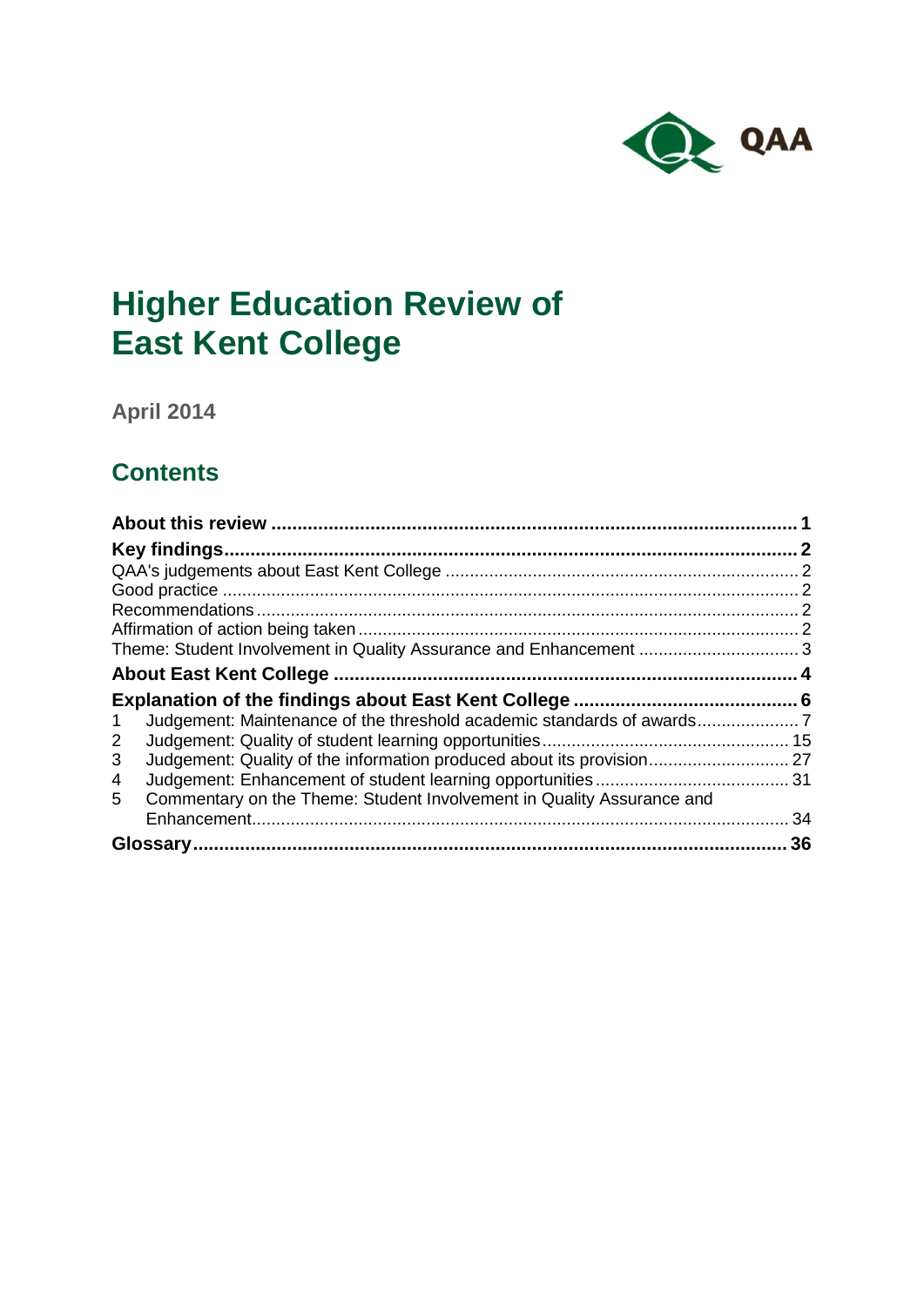QAA

# Higher Education Review of East Kent College

**April 2014**

## Contents

| | |
|---|---|
| **About this review** | **1** |
| **Key findings** | **2** |
| QAA's judgements about East Kent College | 2 |
| Good practice | 2 |
| Recommendations | 2 |
| Affirmation of action being taken | 2 |
| Theme: Student Involvement in Quality Assurance and Enhancement | 3 |
| **About East Kent College** | **4** |
| **Explanation of the findings about East Kent College** | **6** |
| 1 Judgement: Maintenance of the threshold academic standards of awards | 7 |
| 2 Judgement: Quality of student learning opportunities | 15 |
| 3 Judgement: Quality of the information produced about its provision | 27 |
| 4 Judgement: Enhancement of student learning opportunities | 31 |
| 5 Commentary on the Theme: Student Involvement in Quality Assurance and Enhancement | 34 |
| **Glossary** | **36** |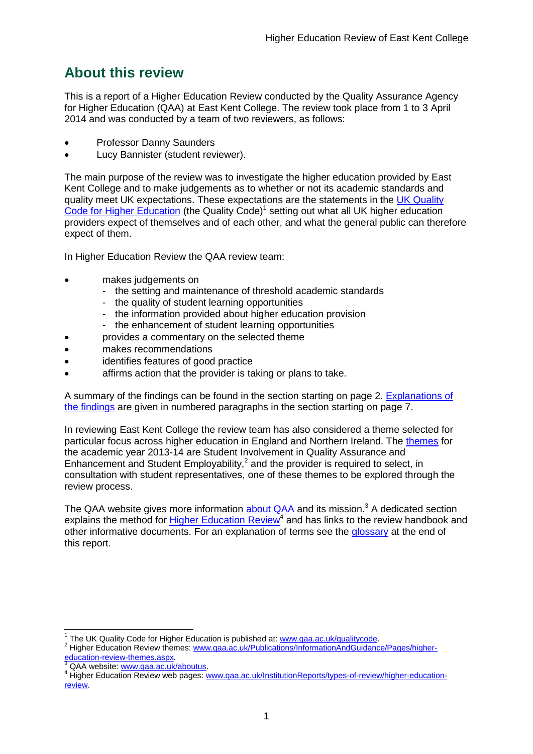## About this review

This is a report of a Higher Education Review conducted by the Quality Assurance Agency for Higher Education (QAA) at East Kent College. The review took place from 1 to 3 April 2014 and was conducted by a team of two reviewers, as follows:

- Professor Danny Saunders
- Lucy Bannister (student reviewer).

The main purpose of the review was to investigate the higher education provided by East Kent College and to make judgements as to whether or not its academic standards and quality meet UK expectations. These expectations are the statements in the UK Quality Code for Higher Education (the Quality Code)[1] setting out what all UK higher education providers expect of themselves and of each other, and what the general public can therefore expect of them.

In Higher Education Review the QAA review team:

- makes judgements on
  - the setting and maintenance of threshold academic standards
  - the quality of student learning opportunities
  - the information provided about higher education provision
  - the enhancement of student learning opportunities
- provides a commentary on the selected theme
- makes recommendations
- identifies features of good practice
- affirms action that the provider is taking or plans to take.

A summary of the findings can be found in the section starting on page 2. Explanations of the findings are given in numbered paragraphs in the section starting on page 7.

In reviewing East Kent College the review team has also considered a theme selected for particular focus across higher education in England and Northern Ireland. The themes for the academic year 2013-14 are Student Involvement in Quality Assurance and Enhancement and Student Employability,[2] and the provider is required to select, in consultation with student representatives, one of these themes to be explored through the review process.

The QAA website gives more information about QAA and its mission.[3] A dedicated section explains the method for Higher Education Review[4] and has links to the review handbook and other informative documents. For an explanation of terms see the glossary at the end of this report.

---

[1] The UK Quality Code for Higher Education is published at: www.qaa.ac.uk/qualitycode.

[2] Higher Education Review themes: www.qaa.ac.uk/Publications/InformationAndGuidance/Pages/higher-education-review-themes.aspx.

[3] QAA website: www.qaa.ac.uk/aboutus.

[4] Higher Education Review web pages: www.qaa.ac.uk/InstitutionReports/types-of-review/higher-education-review.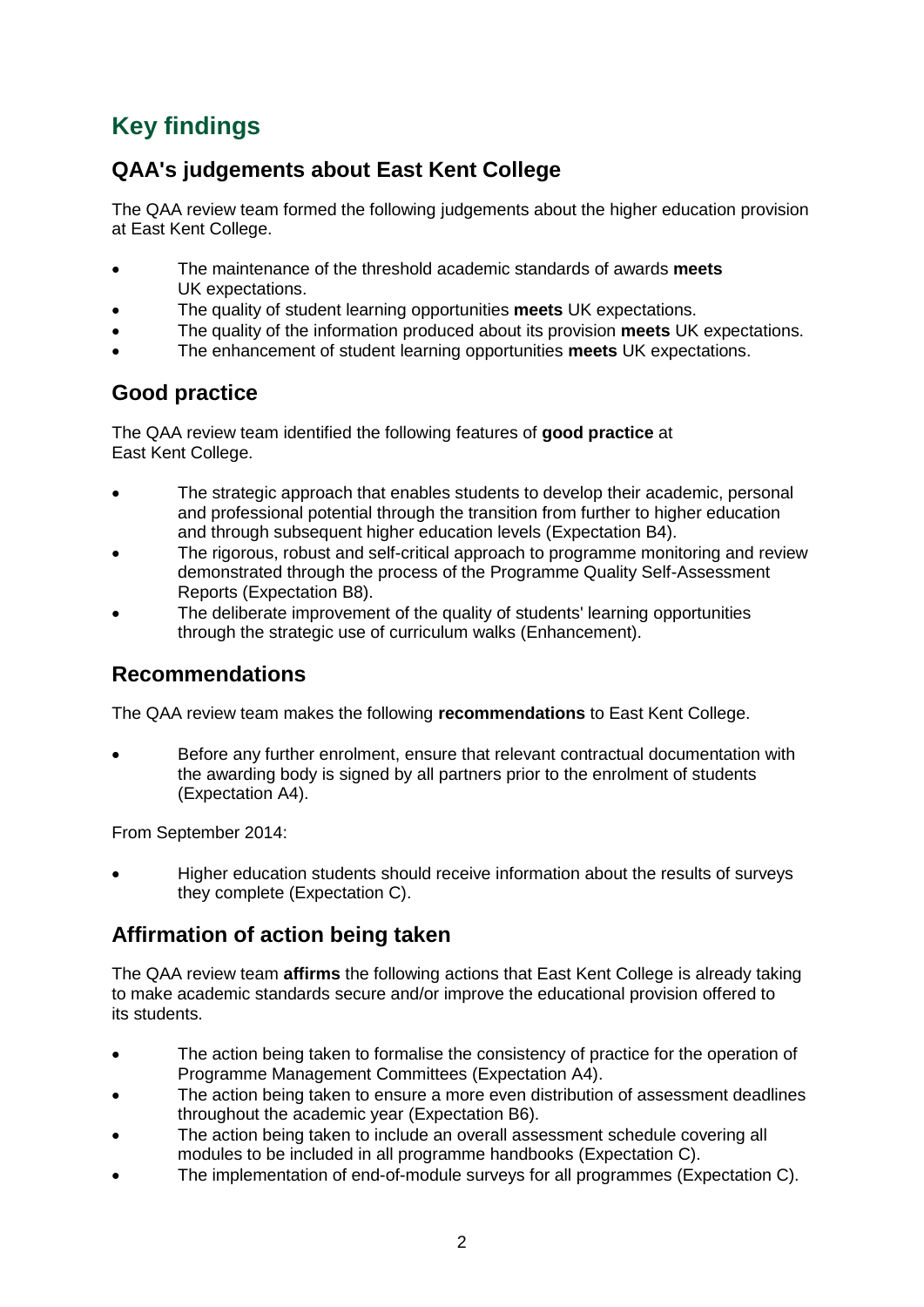# Key findings

## QAA's judgements about East Kent College

The QAA review team formed the following judgements about the higher education provision at East Kent College.

- The maintenance of the threshold academic standards of awards **meets** UK expectations.
- The quality of student learning opportunities **meets** UK expectations.
- The quality of the information produced about its provision **meets** UK expectations.
- The enhancement of student learning opportunities **meets** UK expectations.

## Good practice

The QAA review team identified the following features of **good practice** at East Kent College.

- The strategic approach that enables students to develop their academic, personal and professional potential through the transition from further to higher education and through subsequent higher education levels (Expectation B4).
- The rigorous, robust and self-critical approach to programme monitoring and review demonstrated through the process of the Programme Quality Self-Assessment Reports (Expectation B8).
- The deliberate improvement of the quality of students' learning opportunities through the strategic use of curriculum walks (Enhancement).

## Recommendations

The QAA review team makes the following **recommendations** to East Kent College.

- Before any further enrolment, ensure that relevant contractual documentation with the awarding body is signed by all partners prior to the enrolment of students (Expectation A4).

From September 2014:

- Higher education students should receive information about the results of surveys they complete (Expectation C).

## Affirmation of action being taken

The QAA review team **affirms** the following actions that East Kent College is already taking to make academic standards secure and/or improve the educational provision offered to its students.

- The action being taken to formalise the consistency of practice for the operation of Programme Management Committees (Expectation A4).
- The action being taken to ensure a more even distribution of assessment deadlines throughout the academic year (Expectation B6).
- The action being taken to include an overall assessment schedule covering all modules to be included in all programme handbooks (Expectation C).
- The implementation of end-of-module surveys for all programmes (Expectation C).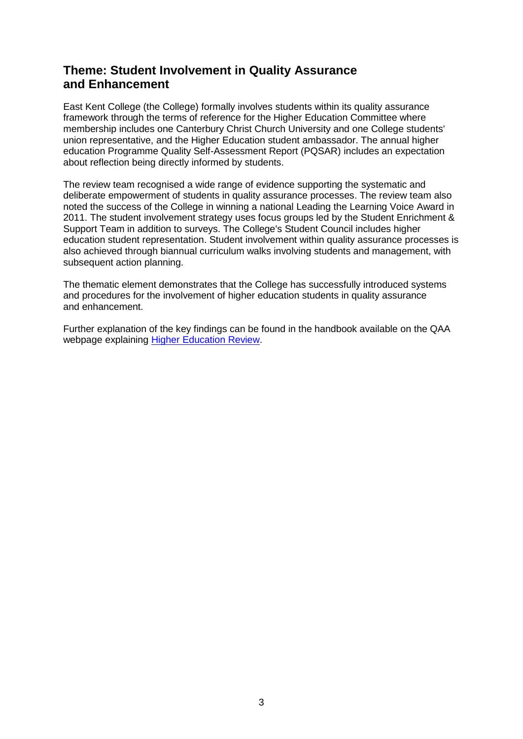## Theme: Student Involvement in Quality Assurance and Enhancement

East Kent College (the College) formally involves students within its quality assurance framework through the terms of reference for the Higher Education Committee where membership includes one Canterbury Christ Church University and one College students' union representative, and the Higher Education student ambassador. The annual higher education Programme Quality Self-Assessment Report (PQSAR) includes an expectation about reflection being directly informed by students.

The review team recognised a wide range of evidence supporting the systematic and deliberate empowerment of students in quality assurance processes. The review team also noted the success of the College in winning a national Leading the Learning Voice Award in 2011. The student involvement strategy uses focus groups led by the Student Enrichment & Support Team in addition to surveys. The College's Student Council includes higher education student representation. Student involvement within quality assurance processes is also achieved through biannual curriculum walks involving students and management, with subsequent action planning.

The thematic element demonstrates that the College has successfully introduced systems and procedures for the involvement of higher education students in quality assurance and enhancement.

Further explanation of the key findings can be found in the handbook available on the QAA webpage explaining [Higher Education Review](Higher Education Review).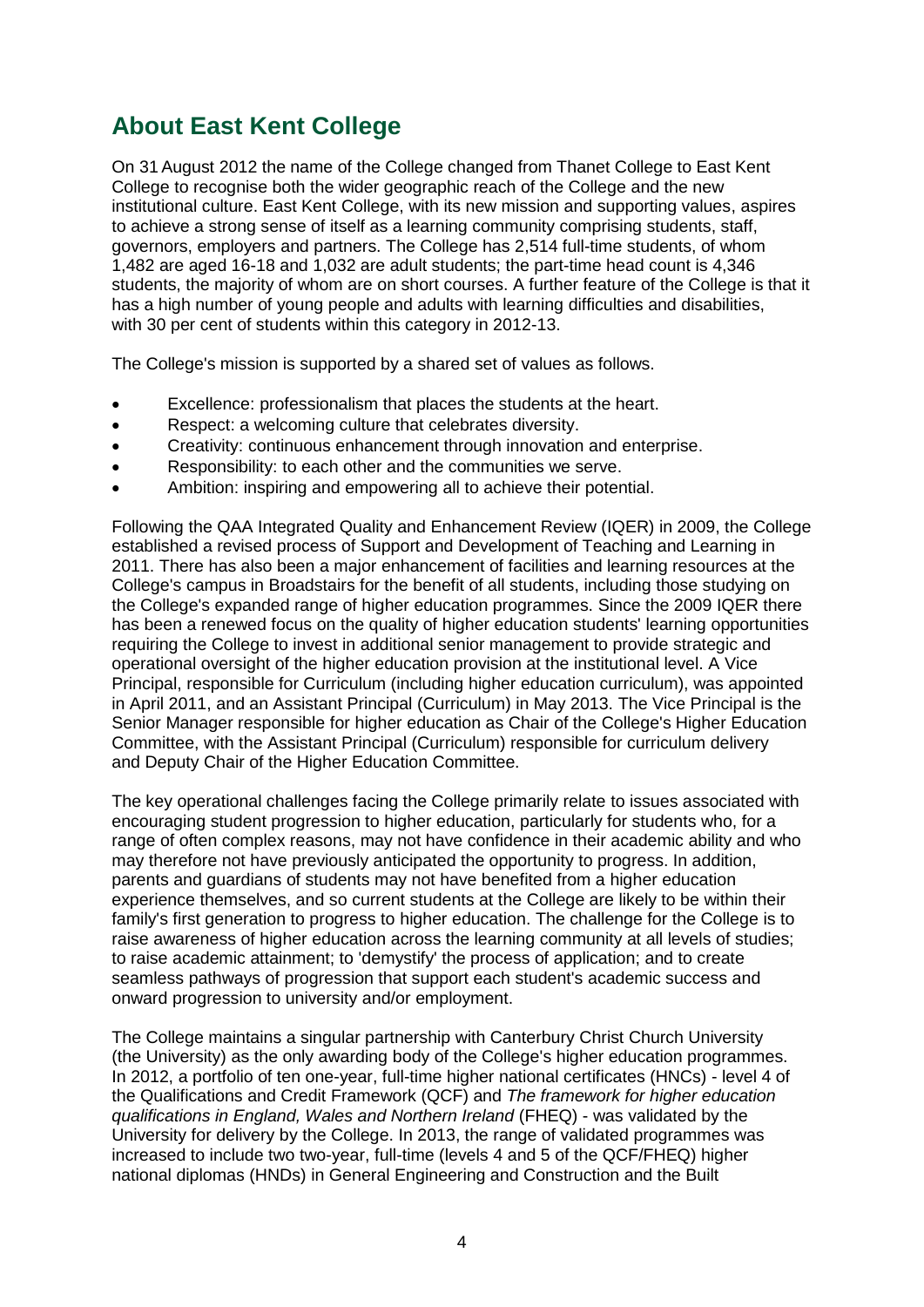## About East Kent College

On 31 August 2012 the name of the College changed from Thanet College to East Kent College to recognise both the wider geographic reach of the College and the new institutional culture. East Kent College, with its new mission and supporting values, aspires to achieve a strong sense of itself as a learning community comprising students, staff, governors, employers and partners. The College has 2,514 full-time students, of whom 1,482 are aged 16-18 and 1,032 are adult students; the part-time head count is 4,346 students, the majority of whom are on short courses. A further feature of the College is that it has a high number of young people and adults with learning difficulties and disabilities, with 30 per cent of students within this category in 2012-13.

The College's mission is supported by a shared set of values as follows.

- Excellence: professionalism that places the students at the heart.
- Respect: a welcoming culture that celebrates diversity.
- Creativity: continuous enhancement through innovation and enterprise.
- Responsibility: to each other and the communities we serve.
- Ambition: inspiring and empowering all to achieve their potential.

Following the QAA Integrated Quality and Enhancement Review (IQER) in 2009, the College established a revised process of Support and Development of Teaching and Learning in 2011. There has also been a major enhancement of facilities and learning resources at the College's campus in Broadstairs for the benefit of all students, including those studying on the College's expanded range of higher education programmes. Since the 2009 IQER there has been a renewed focus on the quality of higher education students' learning opportunities requiring the College to invest in additional senior management to provide strategic and operational oversight of the higher education provision at the institutional level. A Vice Principal, responsible for Curriculum (including higher education curriculum), was appointed in April 2011, and an Assistant Principal (Curriculum) in May 2013. The Vice Principal is the Senior Manager responsible for higher education as Chair of the College's Higher Education Committee, with the Assistant Principal (Curriculum) responsible for curriculum delivery and Deputy Chair of the Higher Education Committee.

The key operational challenges facing the College primarily relate to issues associated with encouraging student progression to higher education, particularly for students who, for a range of often complex reasons, may not have confidence in their academic ability and who may therefore not have previously anticipated the opportunity to progress. In addition, parents and guardians of students may not have benefited from a higher education experience themselves, and so current students at the College are likely to be within their family's first generation to progress to higher education. The challenge for the College is to raise awareness of higher education across the learning community at all levels of studies; to raise academic attainment; to 'demystify' the process of application; and to create seamless pathways of progression that support each student's academic success and onward progression to university and/or employment.

The College maintains a singular partnership with Canterbury Christ Church University (the University) as the only awarding body of the College's higher education programmes. In 2012, a portfolio of ten one-year, full-time higher national certificates (HNCs) - level 4 of the Qualifications and Credit Framework (QCF) and *The framework for higher education qualifications in England, Wales and Northern Ireland* (FHEQ) - was validated by the University for delivery by the College. In 2013, the range of validated programmes was increased to include two two-year, full-time (levels 4 and 5 of the QCF/FHEQ) higher national diplomas (HNDs) in General Engineering and Construction and the Built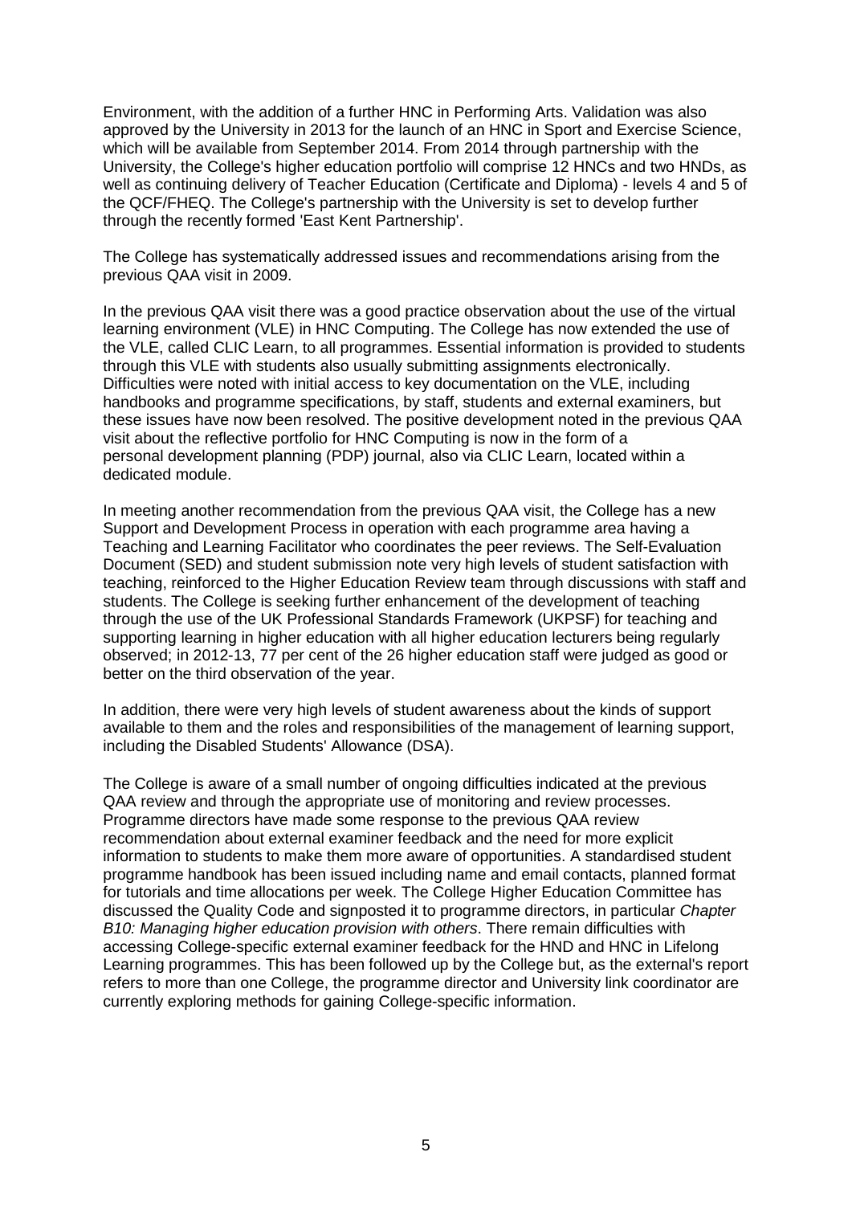Environment, with the addition of a further HNC in Performing Arts. Validation was also approved by the University in 2013 for the launch of an HNC in Sport and Exercise Science, which will be available from September 2014. From 2014 through partnership with the University, the College's higher education portfolio will comprise 12 HNCs and two HNDs, as well as continuing delivery of Teacher Education (Certificate and Diploma) - levels 4 and 5 of the QCF/FHEQ. The College's partnership with the University is set to develop further through the recently formed 'East Kent Partnership'.

The College has systematically addressed issues and recommendations arising from the previous QAA visit in 2009.

In the previous QAA visit there was a good practice observation about the use of the virtual learning environment (VLE) in HNC Computing. The College has now extended the use of the VLE, called CLIC Learn, to all programmes. Essential information is provided to students through this VLE with students also usually submitting assignments electronically. Difficulties were noted with initial access to key documentation on the VLE, including handbooks and programme specifications, by staff, students and external examiners, but these issues have now been resolved. The positive development noted in the previous QAA visit about the reflective portfolio for HNC Computing is now in the form of a personal development planning (PDP) journal, also via CLIC Learn, located within a dedicated module.

In meeting another recommendation from the previous QAA visit, the College has a new Support and Development Process in operation with each programme area having a Teaching and Learning Facilitator who coordinates the peer reviews. The Self-Evaluation Document (SED) and student submission note very high levels of student satisfaction with teaching, reinforced to the Higher Education Review team through discussions with staff and students. The College is seeking further enhancement of the development of teaching through the use of the UK Professional Standards Framework (UKPSF) for teaching and supporting learning in higher education with all higher education lecturers being regularly observed; in 2012-13, 77 per cent of the 26 higher education staff were judged as good or better on the third observation of the year.

In addition, there were very high levels of student awareness about the kinds of support available to them and the roles and responsibilities of the management of learning support, including the Disabled Students' Allowance (DSA).

The College is aware of a small number of ongoing difficulties indicated at the previous QAA review and through the appropriate use of monitoring and review processes. Programme directors have made some response to the previous QAA review recommendation about external examiner feedback and the need for more explicit information to students to make them more aware of opportunities. A standardised student programme handbook has been issued including name and email contacts, planned format for tutorials and time allocations per week. The College Higher Education Committee has discussed the Quality Code and signposted it to programme directors, in particular *Chapter B10: Managing higher education provision with others*. There remain difficulties with accessing College-specific external examiner feedback for the HND and HNC in Lifelong Learning programmes. This has been followed up by the College but, as the external's report refers to more than one College, the programme director and University link coordinator are currently exploring methods for gaining College-specific information.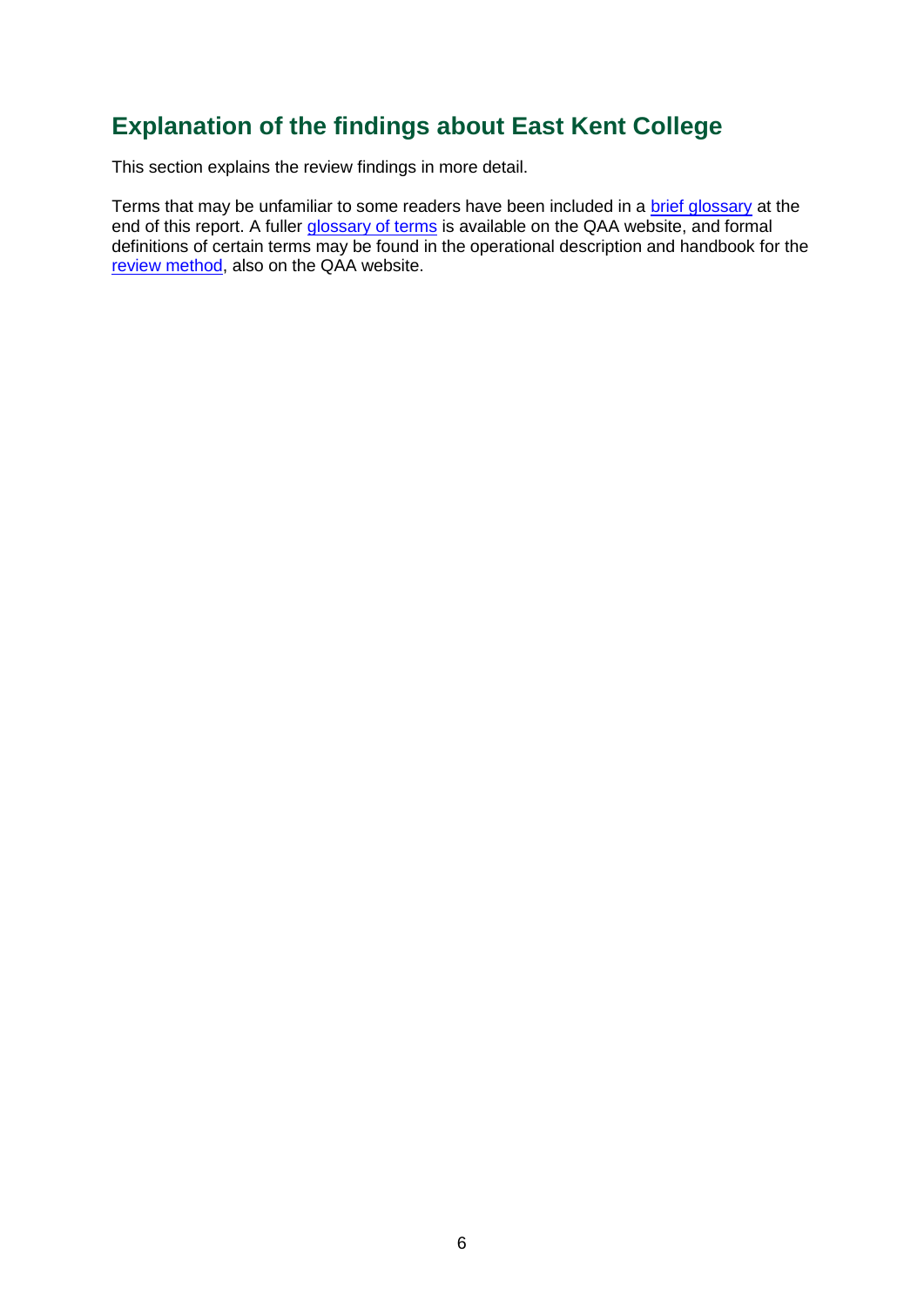## Explanation of the findings about East Kent College

This section explains the review findings in more detail.

Terms that may be unfamiliar to some readers have been included in a brief glossary at the end of this report. A fuller glossary of terms is available on the QAA website, and formal definitions of certain terms may be found in the operational description and handbook for the review method, also on the QAA website.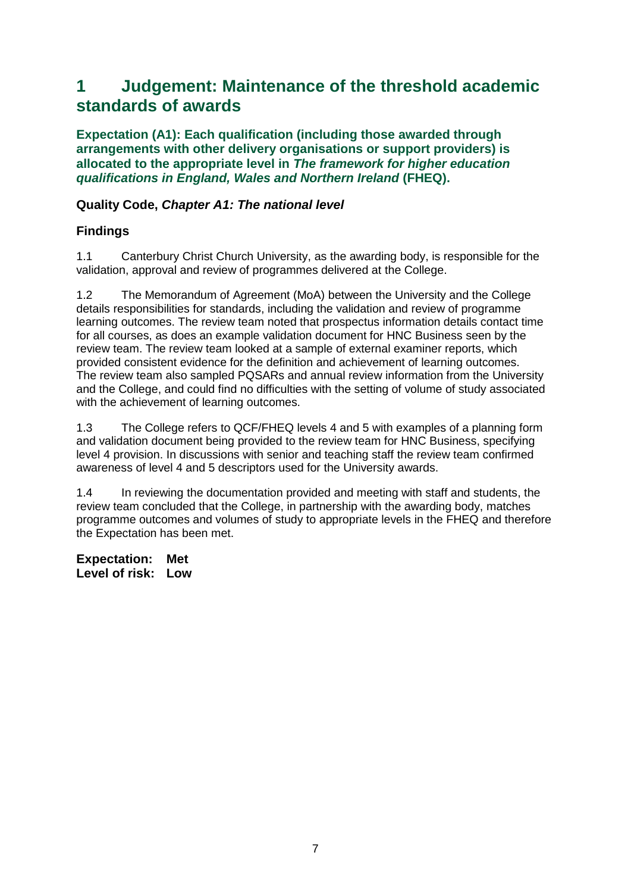# 1 Judgement: Maintenance of the threshold academic standards of awards

**Expectation (A1): Each qualification (including those awarded through arrangements with other delivery organisations or support providers) is allocated to the appropriate level in *The framework for higher education qualifications in England, Wales and Northern Ireland* (FHEQ).**

### Quality Code, *Chapter A1: The national level*

### Findings

1.1 Canterbury Christ Church University, as the awarding body, is responsible for the validation, approval and review of programmes delivered at the College.

1.2 The Memorandum of Agreement (MoA) between the University and the College details responsibilities for standards, including the validation and review of programme learning outcomes. The review team noted that prospectus information details contact time for all courses, as does an example validation document for HNC Business seen by the review team. The review team looked at a sample of external examiner reports, which provided consistent evidence for the definition and achievement of learning outcomes. The review team also sampled PQSARs and annual review information from the University and the College, and could find no difficulties with the setting of volume of study associated with the achievement of learning outcomes.

1.3 The College refers to QCF/FHEQ levels 4 and 5 with examples of a planning form and validation document being provided to the review team for HNC Business, specifying level 4 provision. In discussions with senior and teaching staff the review team confirmed awareness of level 4 and 5 descriptors used for the University awards.

1.4 In reviewing the documentation provided and meeting with staff and students, the review team concluded that the College, in partnership with the awarding body, matches programme outcomes and volumes of study to appropriate levels in the FHEQ and therefore the Expectation has been met.

**Expectation: Met**
**Level of risk: Low**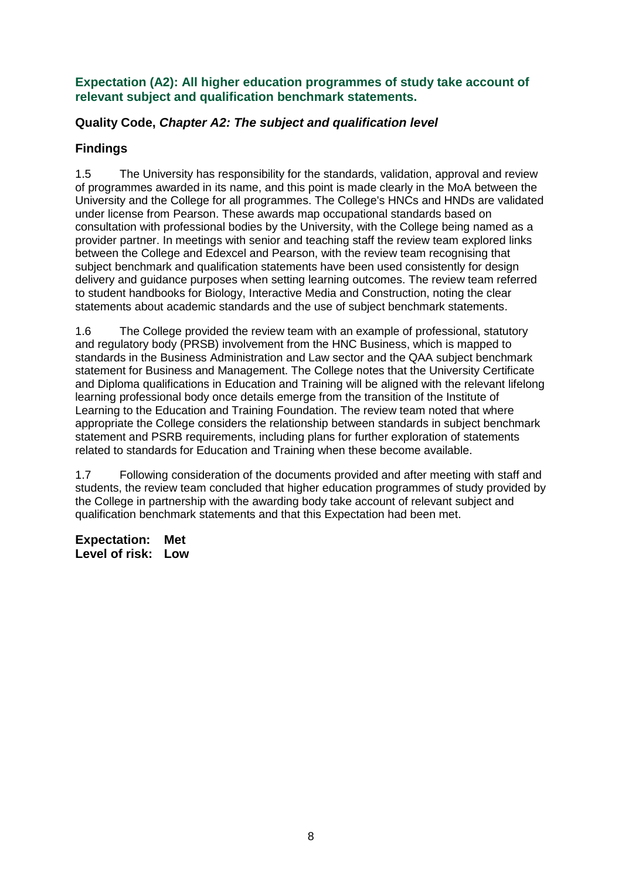### Expectation (A2): All higher education programmes of study take account of relevant subject and qualification benchmark statements.

### Quality Code, *Chapter A2: The subject and qualification level*

### Findings

1.5 The University has responsibility for the standards, validation, approval and review of programmes awarded in its name, and this point is made clearly in the MoA between the University and the College for all programmes. The College's HNCs and HNDs are validated under license from Pearson. These awards map occupational standards based on consultation with professional bodies by the University, with the College being named as a provider partner. In meetings with senior and teaching staff the review team explored links between the College and Edexcel and Pearson, with the review team recognising that subject benchmark and qualification statements have been used consistently for design delivery and guidance purposes when setting learning outcomes. The review team referred to student handbooks for Biology, Interactive Media and Construction, noting the clear statements about academic standards and the use of subject benchmark statements.

1.6 The College provided the review team with an example of professional, statutory and regulatory body (PRSB) involvement from the HNC Business, which is mapped to standards in the Business Administration and Law sector and the QAA subject benchmark statement for Business and Management. The College notes that the University Certificate and Diploma qualifications in Education and Training will be aligned with the relevant lifelong learning professional body once details emerge from the transition of the Institute of Learning to the Education and Training Foundation. The review team noted that where appropriate the College considers the relationship between standards in subject benchmark statement and PSRB requirements, including plans for further exploration of statements related to standards for Education and Training when these become available.

1.7 Following consideration of the documents provided and after meeting with staff and students, the review team concluded that higher education programmes of study provided by the College in partnership with the awarding body take account of relevant subject and qualification benchmark statements and that this Expectation had been met.

**Expectation: Met**
**Level of risk: Low**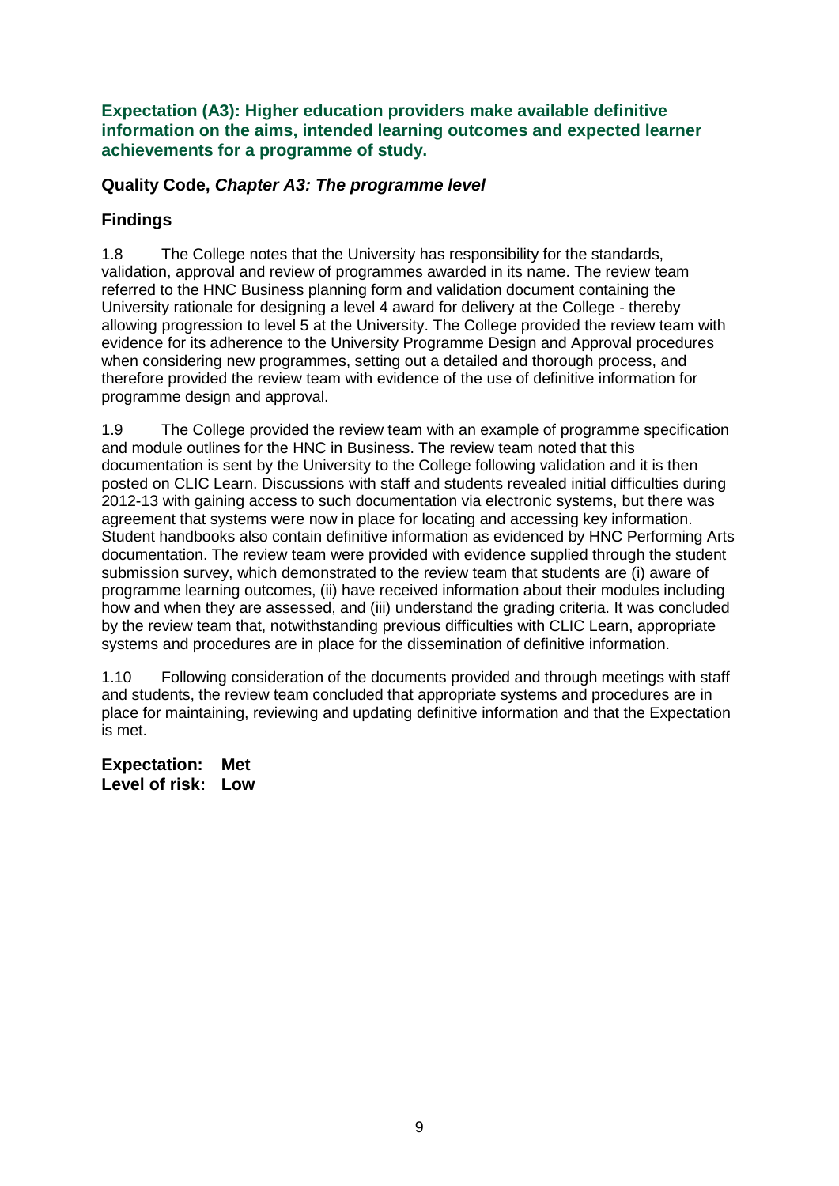### Expectation (A3): Higher education providers make available definitive information on the aims, intended learning outcomes and expected learner achievements for a programme of study.

#### Quality Code, *Chapter A3: The programme level*

#### Findings

1.8 The College notes that the University has responsibility for the standards, validation, approval and review of programmes awarded in its name. The review team referred to the HNC Business planning form and validation document containing the University rationale for designing a level 4 award for delivery at the College - thereby allowing progression to level 5 at the University. The College provided the review team with evidence for its adherence to the University Programme Design and Approval procedures when considering new programmes, setting out a detailed and thorough process, and therefore provided the review team with evidence of the use of definitive information for programme design and approval.

1.9 The College provided the review team with an example of programme specification and module outlines for the HNC in Business. The review team noted that this documentation is sent by the University to the College following validation and it is then posted on CLIC Learn. Discussions with staff and students revealed initial difficulties during 2012-13 with gaining access to such documentation via electronic systems, but there was agreement that systems were now in place for locating and accessing key information. Student handbooks also contain definitive information as evidenced by HNC Performing Arts documentation. The review team were provided with evidence supplied through the student submission survey, which demonstrated to the review team that students are (i) aware of programme learning outcomes, (ii) have received information about their modules including how and when they are assessed, and (iii) understand the grading criteria. It was concluded by the review team that, notwithstanding previous difficulties with CLIC Learn, appropriate systems and procedures are in place for the dissemination of definitive information.

1.10 Following consideration of the documents provided and through meetings with staff and students, the review team concluded that appropriate systems and procedures are in place for maintaining, reviewing and updating definitive information and that the Expectation is met.

**Expectation: Met**
**Level of risk: Low**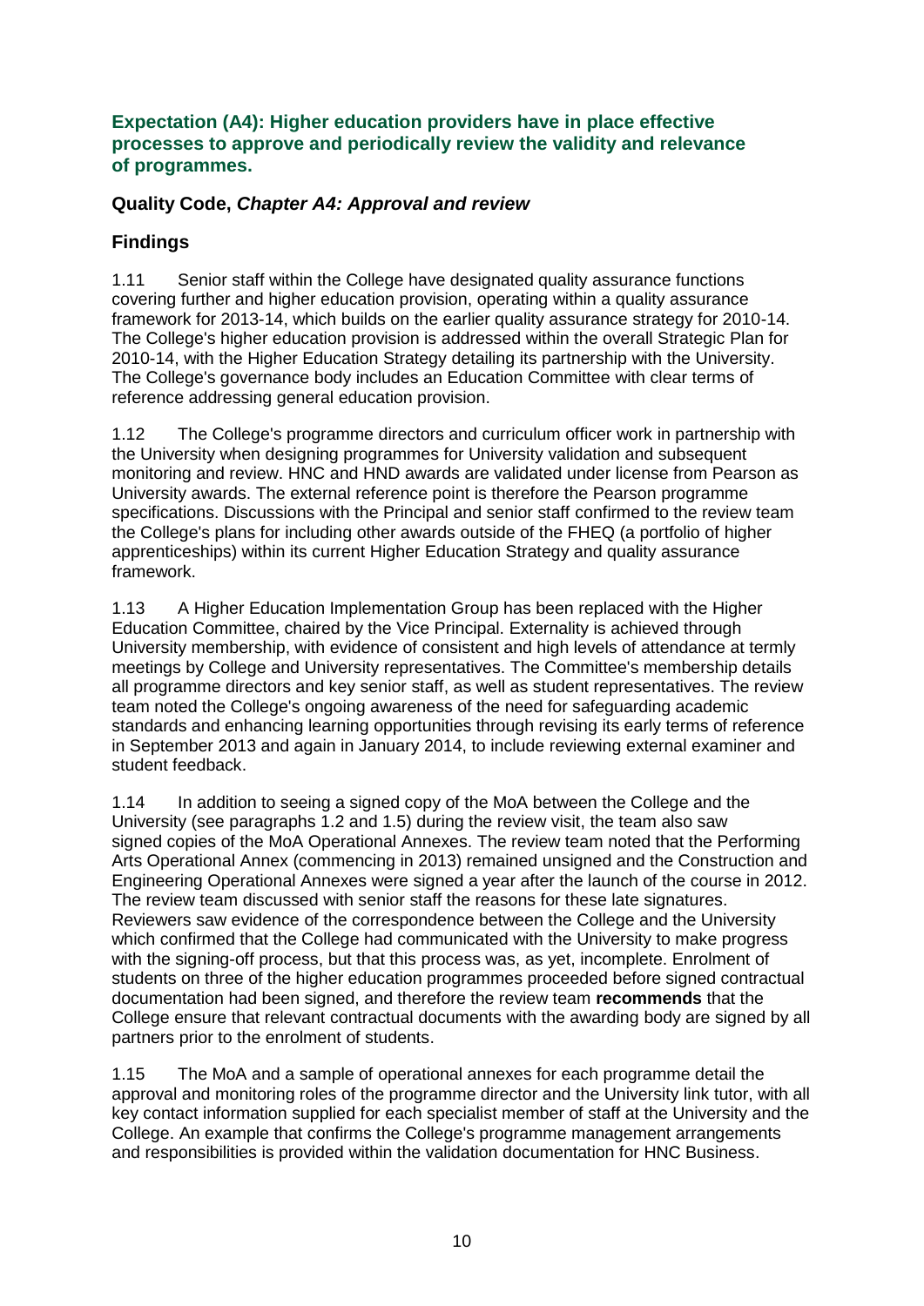### Expectation (A4): Higher education providers have in place effective processes to approve and periodically review the validity and relevance of programmes.

#### Quality Code, *Chapter A4: Approval and review*

#### Findings

1.11 Senior staff within the College have designated quality assurance functions covering further and higher education provision, operating within a quality assurance framework for 2013-14, which builds on the earlier quality assurance strategy for 2010-14. The College's higher education provision is addressed within the overall Strategic Plan for 2010-14, with the Higher Education Strategy detailing its partnership with the University. The College's governance body includes an Education Committee with clear terms of reference addressing general education provision.

1.12 The College's programme directors and curriculum officer work in partnership with the University when designing programmes for University validation and subsequent monitoring and review. HNC and HND awards are validated under license from Pearson as University awards. The external reference point is therefore the Pearson programme specifications. Discussions with the Principal and senior staff confirmed to the review team the College's plans for including other awards outside of the FHEQ (a portfolio of higher apprenticeships) within its current Higher Education Strategy and quality assurance framework.

1.13 A Higher Education Implementation Group has been replaced with the Higher Education Committee, chaired by the Vice Principal. Externality is achieved through University membership, with evidence of consistent and high levels of attendance at termly meetings by College and University representatives. The Committee's membership details all programme directors and key senior staff, as well as student representatives. The review team noted the College's ongoing awareness of the need for safeguarding academic standards and enhancing learning opportunities through revising its early terms of reference in September 2013 and again in January 2014, to include reviewing external examiner and student feedback.

1.14 In addition to seeing a signed copy of the MoA between the College and the University (see paragraphs 1.2 and 1.5) during the review visit, the team also saw signed copies of the MoA Operational Annexes. The review team noted that the Performing Arts Operational Annex (commencing in 2013) remained unsigned and the Construction and Engineering Operational Annexes were signed a year after the launch of the course in 2012. The review team discussed with senior staff the reasons for these late signatures. Reviewers saw evidence of the correspondence between the College and the University which confirmed that the College had communicated with the University to make progress with the signing-off process, but that this process was, as yet, incomplete. Enrolment of students on three of the higher education programmes proceeded before signed contractual documentation had been signed, and therefore the review team **recommends** that the College ensure that relevant contractual documents with the awarding body are signed by all partners prior to the enrolment of students.

1.15 The MoA and a sample of operational annexes for each programme detail the approval and monitoring roles of the programme director and the University link tutor, with all key contact information supplied for each specialist member of staff at the University and the College. An example that confirms the College's programme management arrangements and responsibilities is provided within the validation documentation for HNC Business.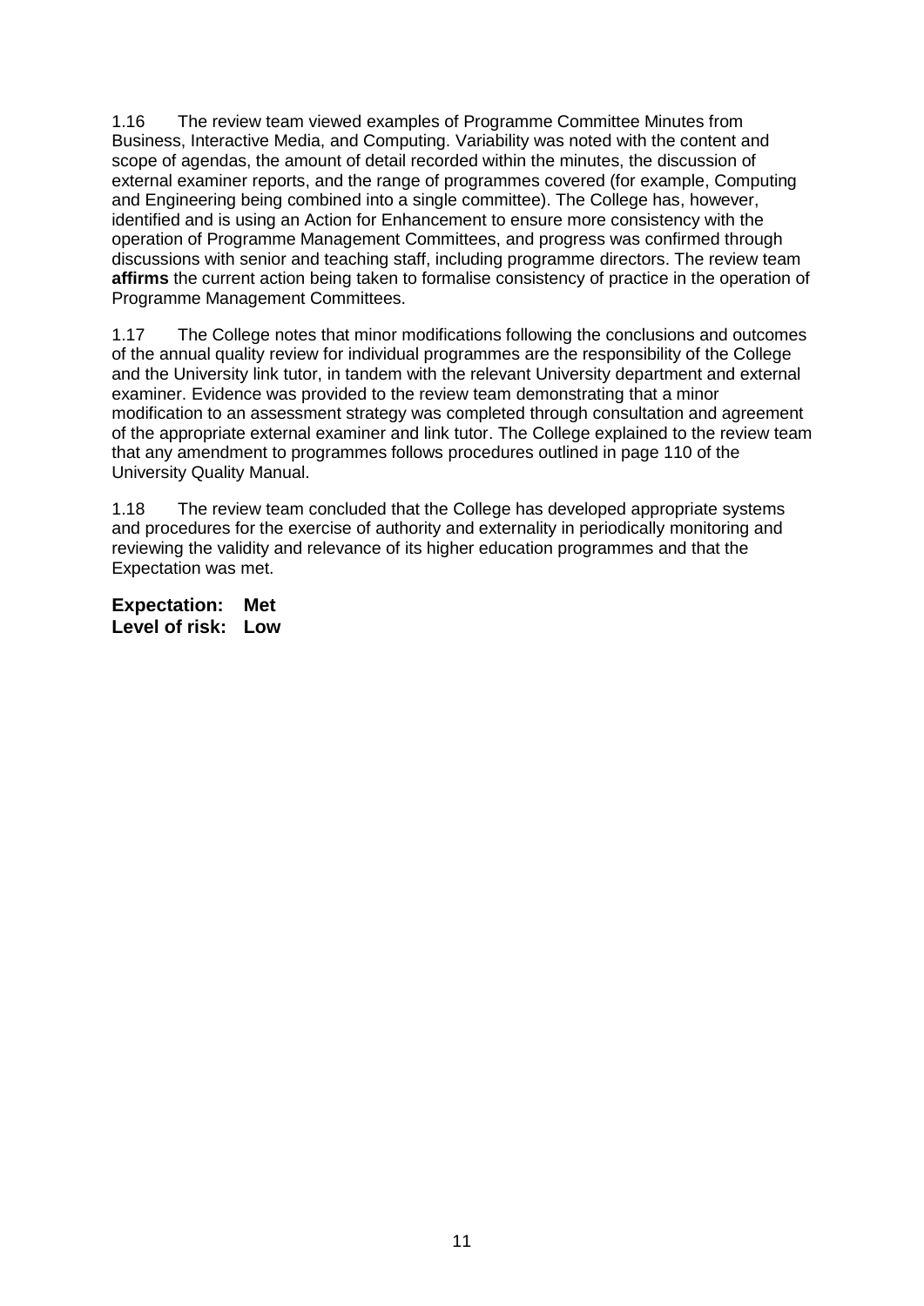1.16 The review team viewed examples of Programme Committee Minutes from Business, Interactive Media, and Computing. Variability was noted with the content and scope of agendas, the amount of detail recorded within the minutes, the discussion of external examiner reports, and the range of programmes covered (for example, Computing and Engineering being combined into a single committee). The College has, however, identified and is using an Action for Enhancement to ensure more consistency with the operation of Programme Management Committees, and progress was confirmed through discussions with senior and teaching staff, including programme directors. The review team **affirms** the current action being taken to formalise consistency of practice in the operation of Programme Management Committees.

1.17 The College notes that minor modifications following the conclusions and outcomes of the annual quality review for individual programmes are the responsibility of the College and the University link tutor, in tandem with the relevant University department and external examiner. Evidence was provided to the review team demonstrating that a minor modification to an assessment strategy was completed through consultation and agreement of the appropriate external examiner and link tutor. The College explained to the review team that any amendment to programmes follows procedures outlined in page 110 of the University Quality Manual.

1.18 The review team concluded that the College has developed appropriate systems and procedures for the exercise of authority and externality in periodically monitoring and reviewing the validity and relevance of its higher education programmes and that the Expectation was met.

**Expectation: Met**
**Level of risk: Low**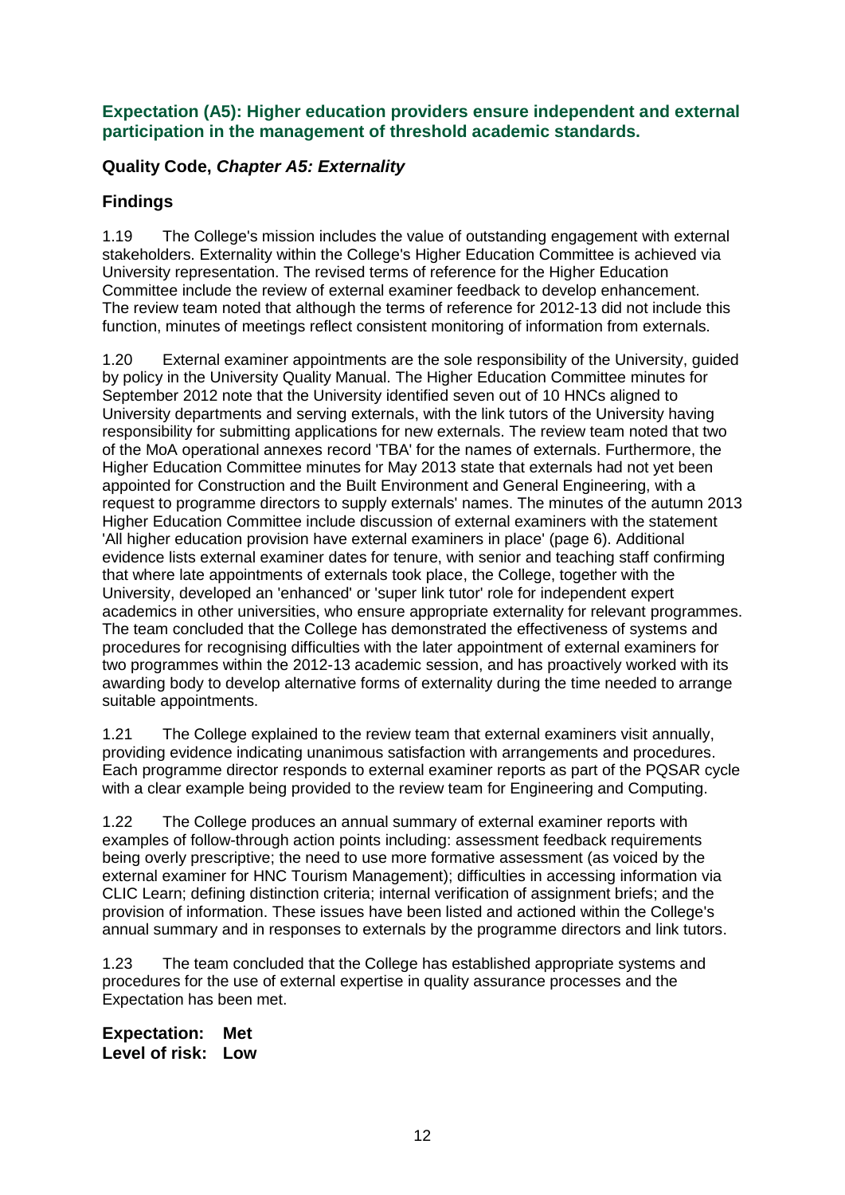### Expectation (A5): Higher education providers ensure independent and external participation in the management of threshold academic standards.

#### Quality Code, *Chapter A5: Externality*

#### Findings

1.19 The College's mission includes the value of outstanding engagement with external stakeholders. Externality within the College's Higher Education Committee is achieved via University representation. The revised terms of reference for the Higher Education Committee include the review of external examiner feedback to develop enhancement. The review team noted that although the terms of reference for 2012-13 did not include this function, minutes of meetings reflect consistent monitoring of information from externals.

1.20 External examiner appointments are the sole responsibility of the University, guided by policy in the University Quality Manual. The Higher Education Committee minutes for September 2012 note that the University identified seven out of 10 HNCs aligned to University departments and serving externals, with the link tutors of the University having responsibility for submitting applications for new externals. The review team noted that two of the MoA operational annexes record 'TBA' for the names of externals. Furthermore, the Higher Education Committee minutes for May 2013 state that externals had not yet been appointed for Construction and the Built Environment and General Engineering, with a request to programme directors to supply externals' names. The minutes of the autumn 2013 Higher Education Committee include discussion of external examiners with the statement 'All higher education provision have external examiners in place' (page 6). Additional evidence lists external examiner dates for tenure, with senior and teaching staff confirming that where late appointments of externals took place, the College, together with the University, developed an 'enhanced' or 'super link tutor' role for independent expert academics in other universities, who ensure appropriate externality for relevant programmes. The team concluded that the College has demonstrated the effectiveness of systems and procedures for recognising difficulties with the later appointment of external examiners for two programmes within the 2012-13 academic session, and has proactively worked with its awarding body to develop alternative forms of externality during the time needed to arrange suitable appointments.

1.21 The College explained to the review team that external examiners visit annually, providing evidence indicating unanimous satisfaction with arrangements and procedures. Each programme director responds to external examiner reports as part of the PQSAR cycle with a clear example being provided to the review team for Engineering and Computing.

1.22 The College produces an annual summary of external examiner reports with examples of follow-through action points including: assessment feedback requirements being overly prescriptive; the need to use more formative assessment (as voiced by the external examiner for HNC Tourism Management); difficulties in accessing information via CLIC Learn; defining distinction criteria; internal verification of assignment briefs; and the provision of information. These issues have been listed and actioned within the College's annual summary and in responses to externals by the programme directors and link tutors.

1.23 The team concluded that the College has established appropriate systems and procedures for the use of external expertise in quality assurance processes and the Expectation has been met.

**Expectation: Met**
**Level of risk: Low**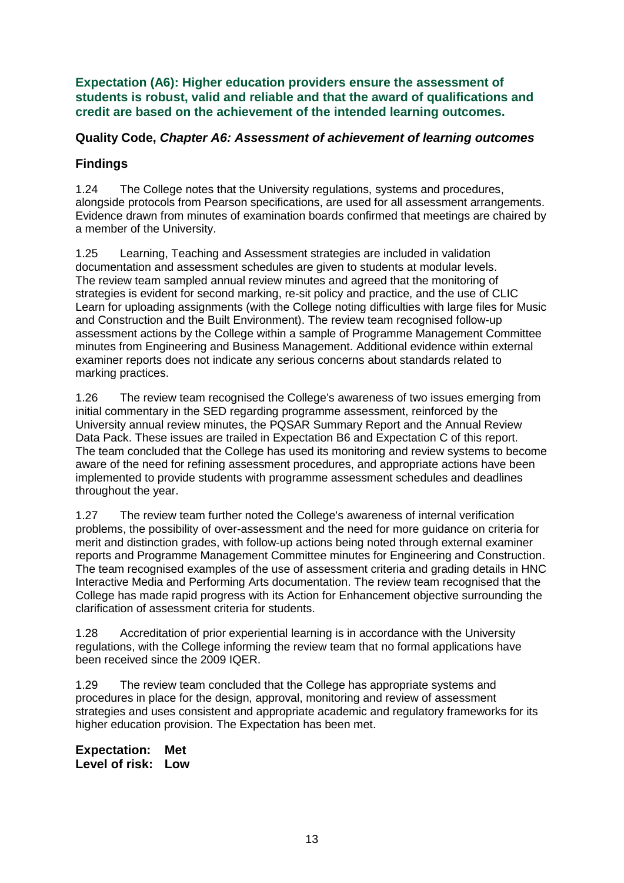### Expectation (A6): Higher education providers ensure the assessment of students is robust, valid and reliable and that the award of qualifications and credit are based on the achievement of the intended learning outcomes.

#### Quality Code, *Chapter A6: Assessment of achievement of learning outcomes*

#### Findings

1.24 The College notes that the University regulations, systems and procedures, alongside protocols from Pearson specifications, are used for all assessment arrangements. Evidence drawn from minutes of examination boards confirmed that meetings are chaired by a member of the University.

1.25 Learning, Teaching and Assessment strategies are included in validation documentation and assessment schedules are given to students at modular levels. The review team sampled annual review minutes and agreed that the monitoring of strategies is evident for second marking, re-sit policy and practice, and the use of CLIC Learn for uploading assignments (with the College noting difficulties with large files for Music and Construction and the Built Environment). The review team recognised follow-up assessment actions by the College within a sample of Programme Management Committee minutes from Engineering and Business Management. Additional evidence within external examiner reports does not indicate any serious concerns about standards related to marking practices.

1.26 The review team recognised the College's awareness of two issues emerging from initial commentary in the SED regarding programme assessment, reinforced by the University annual review minutes, the PQSAR Summary Report and the Annual Review Data Pack. These issues are trailed in Expectation B6 and Expectation C of this report. The team concluded that the College has used its monitoring and review systems to become aware of the need for refining assessment procedures, and appropriate actions have been implemented to provide students with programme assessment schedules and deadlines throughout the year.

1.27 The review team further noted the College's awareness of internal verification problems, the possibility of over-assessment and the need for more guidance on criteria for merit and distinction grades, with follow-up actions being noted through external examiner reports and Programme Management Committee minutes for Engineering and Construction. The team recognised examples of the use of assessment criteria and grading details in HNC Interactive Media and Performing Arts documentation. The review team recognised that the College has made rapid progress with its Action for Enhancement objective surrounding the clarification of assessment criteria for students.

1.28 Accreditation of prior experiential learning is in accordance with the University regulations, with the College informing the review team that no formal applications have been received since the 2009 IQER.

1.29 The review team concluded that the College has appropriate systems and procedures in place for the design, approval, monitoring and review of assessment strategies and uses consistent and appropriate academic and regulatory frameworks for its higher education provision. The Expectation has been met.

**Expectation: Met**
**Level of risk: Low**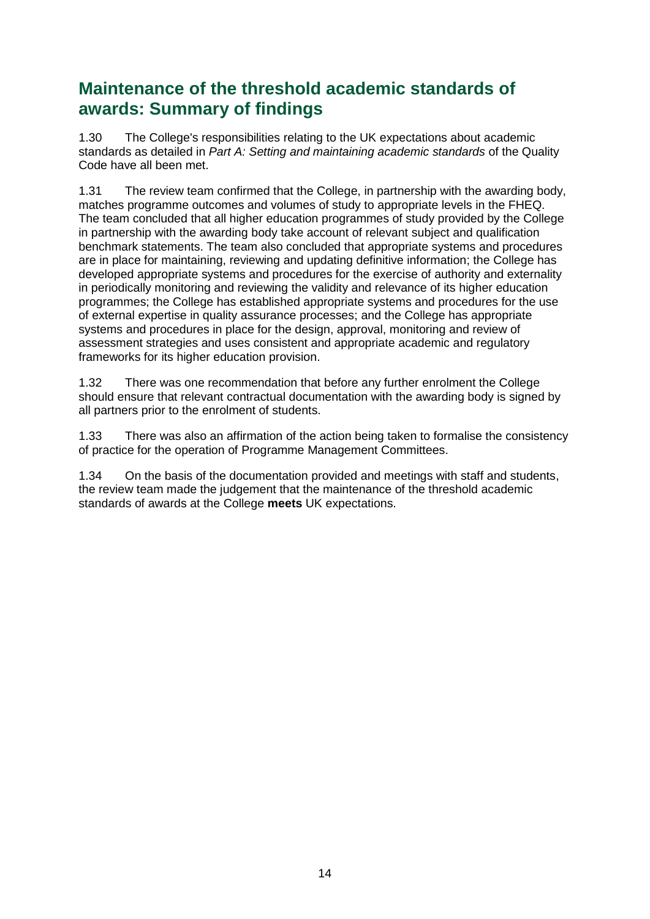## Maintenance of the threshold academic standards of awards: Summary of findings

1.30 The College's responsibilities relating to the UK expectations about academic standards as detailed in *Part A: Setting and maintaining academic standards* of the Quality Code have all been met.

1.31 The review team confirmed that the College, in partnership with the awarding body, matches programme outcomes and volumes of study to appropriate levels in the FHEQ. The team concluded that all higher education programmes of study provided by the College in partnership with the awarding body take account of relevant subject and qualification benchmark statements. The team also concluded that appropriate systems and procedures are in place for maintaining, reviewing and updating definitive information; the College has developed appropriate systems and procedures for the exercise of authority and externality in periodically monitoring and reviewing the validity and relevance of its higher education programmes; the College has established appropriate systems and procedures for the use of external expertise in quality assurance processes; and the College has appropriate systems and procedures in place for the design, approval, monitoring and review of assessment strategies and uses consistent and appropriate academic and regulatory frameworks for its higher education provision.

1.32 There was one recommendation that before any further enrolment the College should ensure that relevant contractual documentation with the awarding body is signed by all partners prior to the enrolment of students.

1.33 There was also an affirmation of the action being taken to formalise the consistency of practice for the operation of Programme Management Committees.

1.34 On the basis of the documentation provided and meetings with staff and students, the review team made the judgement that the maintenance of the threshold academic standards of awards at the College **meets** UK expectations.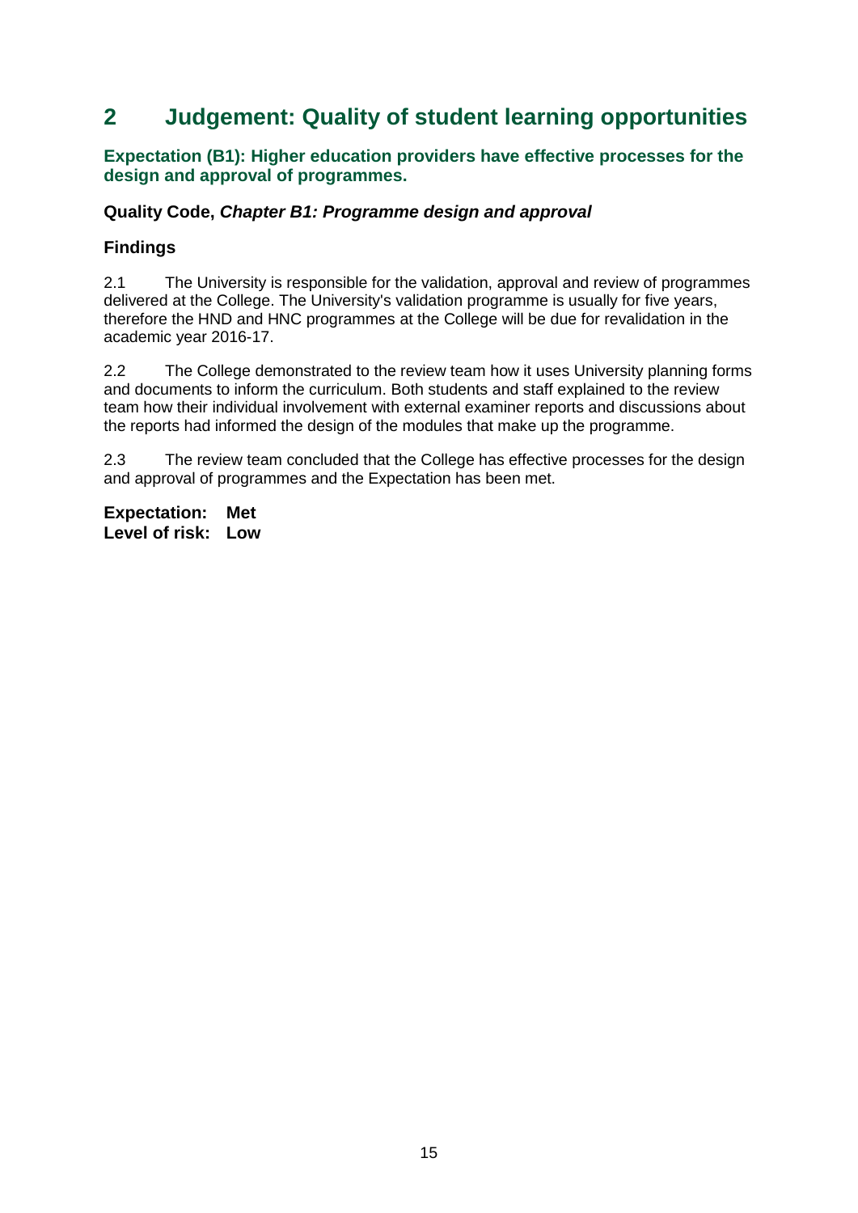# 2 Judgement: Quality of student learning opportunities

### Expectation (B1): Higher education providers have effective processes for the design and approval of programmes.

### Quality Code, *Chapter B1: Programme design and approval*

### Findings

2.1 The University is responsible for the validation, approval and review of programmes delivered at the College. The University's validation programme is usually for five years, therefore the HND and HNC programmes at the College will be due for revalidation in the academic year 2016-17.

2.2 The College demonstrated to the review team how it uses University planning forms and documents to inform the curriculum. Both students and staff explained to the review team how their individual involvement with external examiner reports and discussions about the reports had informed the design of the modules that make up the programme.

2.3 The review team concluded that the College has effective processes for the design and approval of programmes and the Expectation has been met.

**Expectation: Met**
**Level of risk: Low**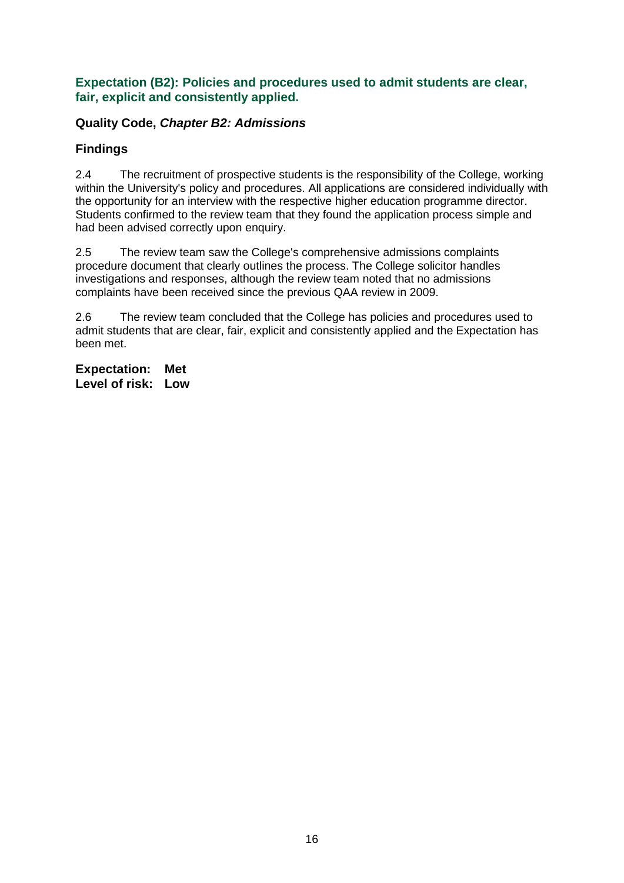### Expectation (B2): Policies and procedures used to admit students are clear, fair, explicit and consistently applied.

**Quality Code, *Chapter B2: Admissions***

**Findings**

2.4 The recruitment of prospective students is the responsibility of the College, working within the University's policy and procedures. All applications are considered individually with the opportunity for an interview with the respective higher education programme director. Students confirmed to the review team that they found the application process simple and had been advised correctly upon enquiry.

2.5 The review team saw the College's comprehensive admissions complaints procedure document that clearly outlines the process. The College solicitor handles investigations and responses, although the review team noted that no admissions complaints have been received since the previous QAA review in 2009.

2.6 The review team concluded that the College has policies and procedures used to admit students that are clear, fair, explicit and consistently applied and the Expectation has been met.

**Expectation: Met**
**Level of risk: Low**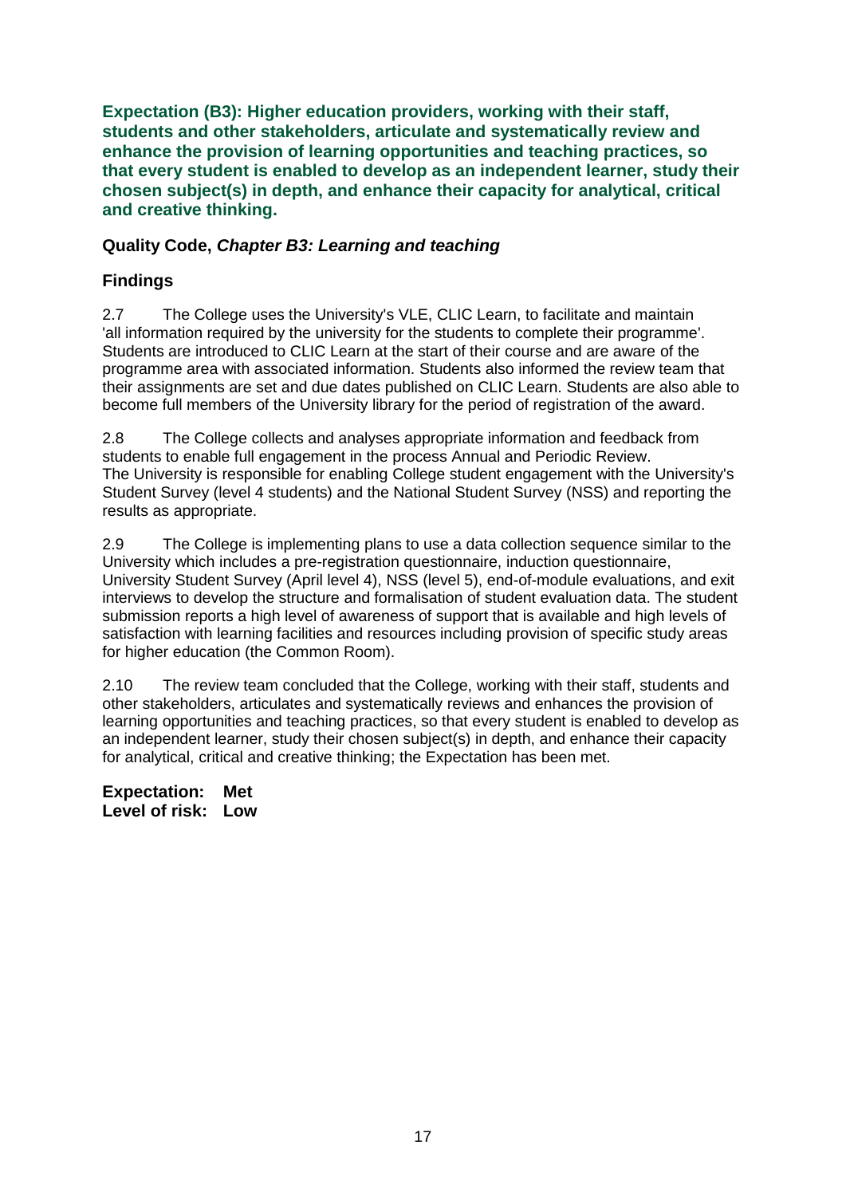**Expectation (B3): Higher education providers, working with their staff, students and other stakeholders, articulate and systematically review and enhance the provision of learning opportunities and teaching practices, so that every student is enabled to develop as an independent learner, study their chosen subject(s) in depth, and enhance their capacity for analytical, critical and creative thinking.**

### Quality Code, *Chapter B3: Learning and teaching*

### Findings

2.7 The College uses the University's VLE, CLIC Learn, to facilitate and maintain 'all information required by the university for the students to complete their programme'. Students are introduced to CLIC Learn at the start of their course and are aware of the programme area with associated information. Students also informed the review team that their assignments are set and due dates published on CLIC Learn. Students are also able to become full members of the University library for the period of registration of the award.

2.8 The College collects and analyses appropriate information and feedback from students to enable full engagement in the process Annual and Periodic Review. The University is responsible for enabling College student engagement with the University's Student Survey (level 4 students) and the National Student Survey (NSS) and reporting the results as appropriate.

2.9 The College is implementing plans to use a data collection sequence similar to the University which includes a pre-registration questionnaire, induction questionnaire, University Student Survey (April level 4), NSS (level 5), end-of-module evaluations, and exit interviews to develop the structure and formalisation of student evaluation data. The student submission reports a high level of awareness of support that is available and high levels of satisfaction with learning facilities and resources including provision of specific study areas for higher education (the Common Room).

2.10 The review team concluded that the College, working with their staff, students and other stakeholders, articulates and systematically reviews and enhances the provision of learning opportunities and teaching practices, so that every student is enabled to develop as an independent learner, study their chosen subject(s) in depth, and enhance their capacity for analytical, critical and creative thinking; the Expectation has been met.

**Expectation: Met**
**Level of risk: Low**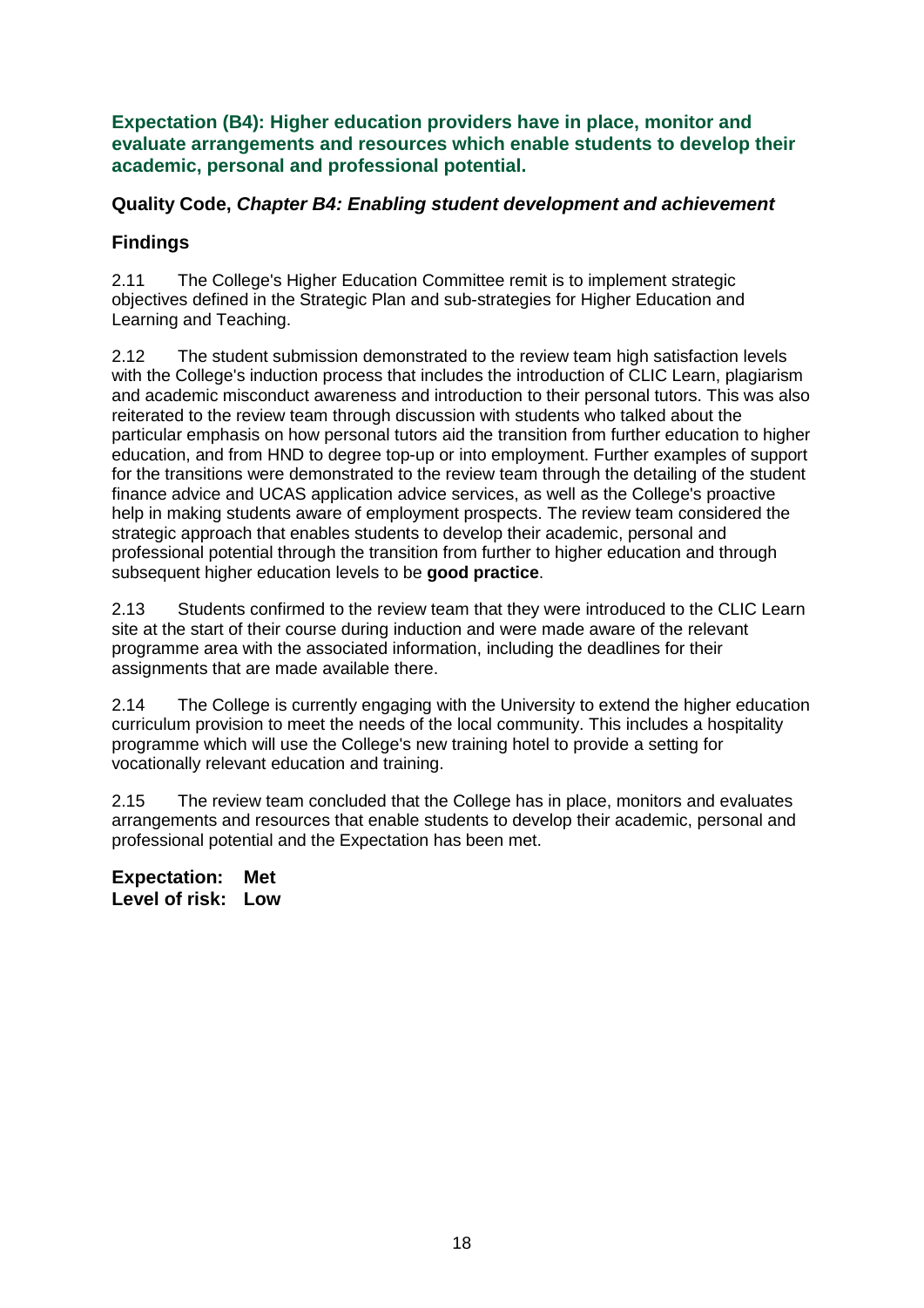### Expectation (B4): Higher education providers have in place, monitor and evaluate arrangements and resources which enable students to develop their academic, personal and professional potential.

### Quality Code, *Chapter B4: Enabling student development and achievement*

### Findings

2.11 The College's Higher Education Committee remit is to implement strategic objectives defined in the Strategic Plan and sub-strategies for Higher Education and Learning and Teaching.

2.12 The student submission demonstrated to the review team high satisfaction levels with the College's induction process that includes the introduction of CLIC Learn, plagiarism and academic misconduct awareness and introduction to their personal tutors. This was also reiterated to the review team through discussion with students who talked about the particular emphasis on how personal tutors aid the transition from further education to higher education, and from HND to degree top-up or into employment. Further examples of support for the transitions were demonstrated to the review team through the detailing of the student finance advice and UCAS application advice services, as well as the College's proactive help in making students aware of employment prospects. The review team considered the strategic approach that enables students to develop their academic, personal and professional potential through the transition from further to higher education and through subsequent higher education levels to be **good practice**.

2.13 Students confirmed to the review team that they were introduced to the CLIC Learn site at the start of their course during induction and were made aware of the relevant programme area with the associated information, including the deadlines for their assignments that are made available there.

2.14 The College is currently engaging with the University to extend the higher education curriculum provision to meet the needs of the local community. This includes a hospitality programme which will use the College's new training hotel to provide a setting for vocationally relevant education and training.

2.15 The review team concluded that the College has in place, monitors and evaluates arrangements and resources that enable students to develop their academic, personal and professional potential and the Expectation has been met.

**Expectation: Met**
**Level of risk: Low**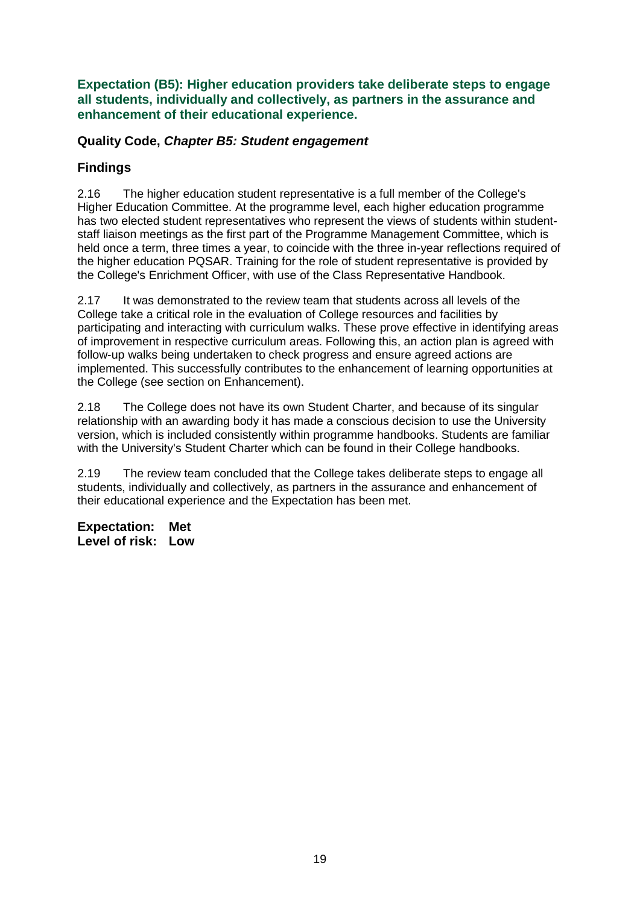### Expectation (B5): Higher education providers take deliberate steps to engage all students, individually and collectively, as partners in the assurance and enhancement of their educational experience.

#### Quality Code, *Chapter B5: Student engagement*

#### Findings

2.16 The higher education student representative is a full member of the College's Higher Education Committee. At the programme level, each higher education programme has two elected student representatives who represent the views of students within student-staff liaison meetings as the first part of the Programme Management Committee, which is held once a term, three times a year, to coincide with the three in-year reflections required of the higher education PQSAR. Training for the role of student representative is provided by the College's Enrichment Officer, with use of the Class Representative Handbook.

2.17 It was demonstrated to the review team that students across all levels of the College take a critical role in the evaluation of College resources and facilities by participating and interacting with curriculum walks. These prove effective in identifying areas of improvement in respective curriculum areas. Following this, an action plan is agreed with follow-up walks being undertaken to check progress and ensure agreed actions are implemented. This successfully contributes to the enhancement of learning opportunities at the College (see section on Enhancement).

2.18 The College does not have its own Student Charter, and because of its singular relationship with an awarding body it has made a conscious decision to use the University version, which is included consistently within programme handbooks. Students are familiar with the University's Student Charter which can be found in their College handbooks.

2.19 The review team concluded that the College takes deliberate steps to engage all students, individually and collectively, as partners in the assurance and enhancement of their educational experience and the Expectation has been met.

**Expectation: Met**
**Level of risk: Low**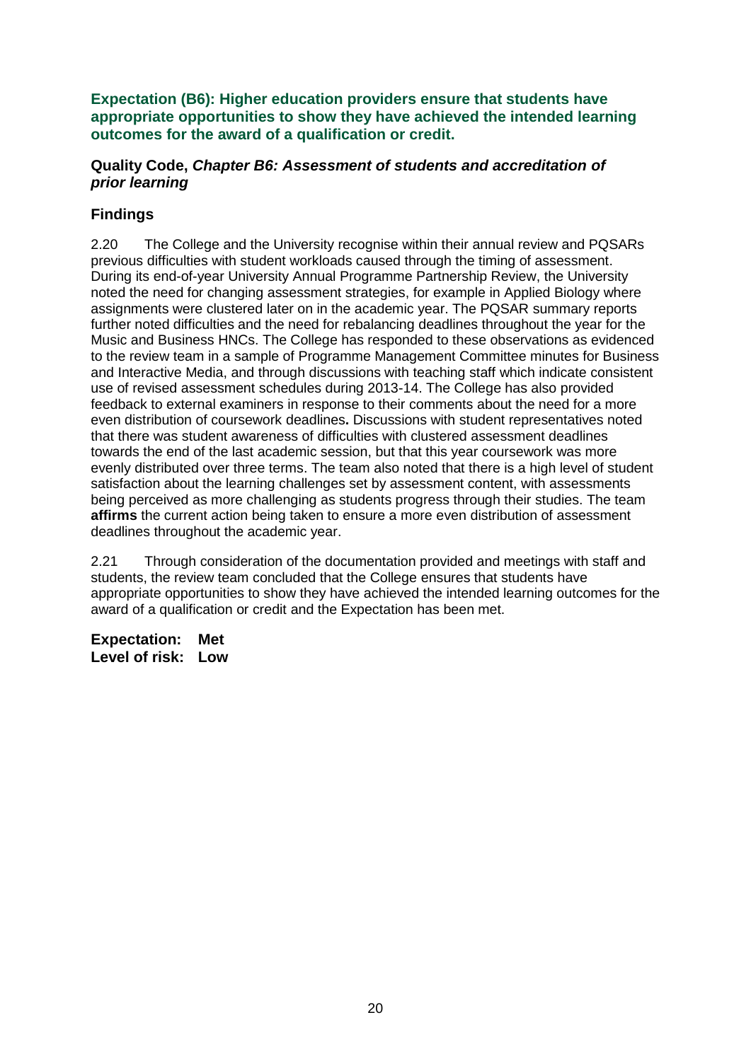### Expectation (B6): Higher education providers ensure that students have appropriate opportunities to show they have achieved the intended learning outcomes for the award of a qualification or credit.

#### Quality Code, *Chapter B6: Assessment of students and accreditation of prior learning*

#### Findings

2.20 The College and the University recognise within their annual review and PQSARs previous difficulties with student workloads caused through the timing of assessment. During its end-of-year University Annual Programme Partnership Review, the University noted the need for changing assessment strategies, for example in Applied Biology where assignments were clustered later on in the academic year. The PQSAR summary reports further noted difficulties and the need for rebalancing deadlines throughout the year for the Music and Business HNCs. The College has responded to these observations as evidenced to the review team in a sample of Programme Management Committee minutes for Business and Interactive Media, and through discussions with teaching staff which indicate consistent use of revised assessment schedules during 2013-14. The College has also provided feedback to external examiners in response to their comments about the need for a more even distribution of coursework deadlines**.** Discussions with student representatives noted that there was student awareness of difficulties with clustered assessment deadlines towards the end of the last academic session, but that this year coursework was more evenly distributed over three terms. The team also noted that there is a high level of student satisfaction about the learning challenges set by assessment content, with assessments being perceived as more challenging as students progress through their studies. The team **affirms** the current action being taken to ensure a more even distribution of assessment deadlines throughout the academic year.

2.21 Through consideration of the documentation provided and meetings with staff and students, the review team concluded that the College ensures that students have appropriate opportunities to show they have achieved the intended learning outcomes for the award of a qualification or credit and the Expectation has been met.

**Expectation: Met**
**Level of risk: Low**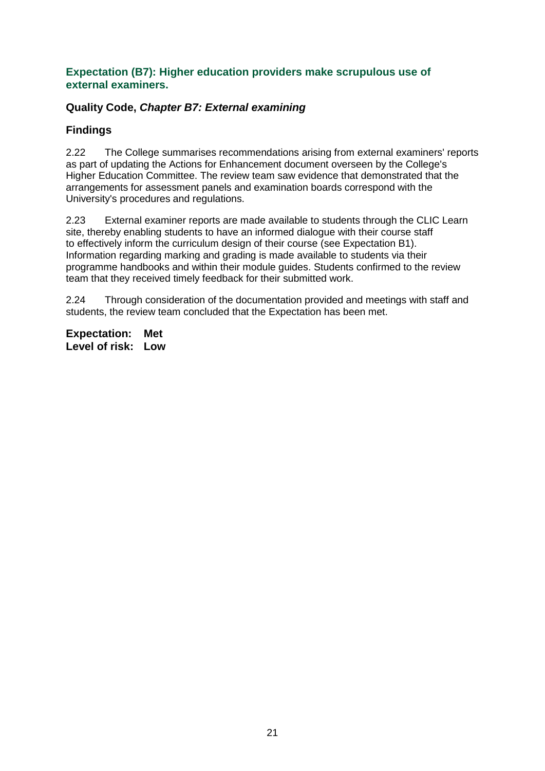### Expectation (B7): Higher education providers make scrupulous use of external examiners.

#### Quality Code, *Chapter B7: External examining*

#### Findings

2.22 The College summarises recommendations arising from external examiners' reports as part of updating the Actions for Enhancement document overseen by the College's Higher Education Committee. The review team saw evidence that demonstrated that the arrangements for assessment panels and examination boards correspond with the University's procedures and regulations.

2.23 External examiner reports are made available to students through the CLIC Learn site, thereby enabling students to have an informed dialogue with their course staff to effectively inform the curriculum design of their course (see Expectation B1). Information regarding marking and grading is made available to students via their programme handbooks and within their module guides. Students confirmed to the review team that they received timely feedback for their submitted work.

2.24 Through consideration of the documentation provided and meetings with staff and students, the review team concluded that the Expectation has been met.

**Expectation: Met**
**Level of risk: Low**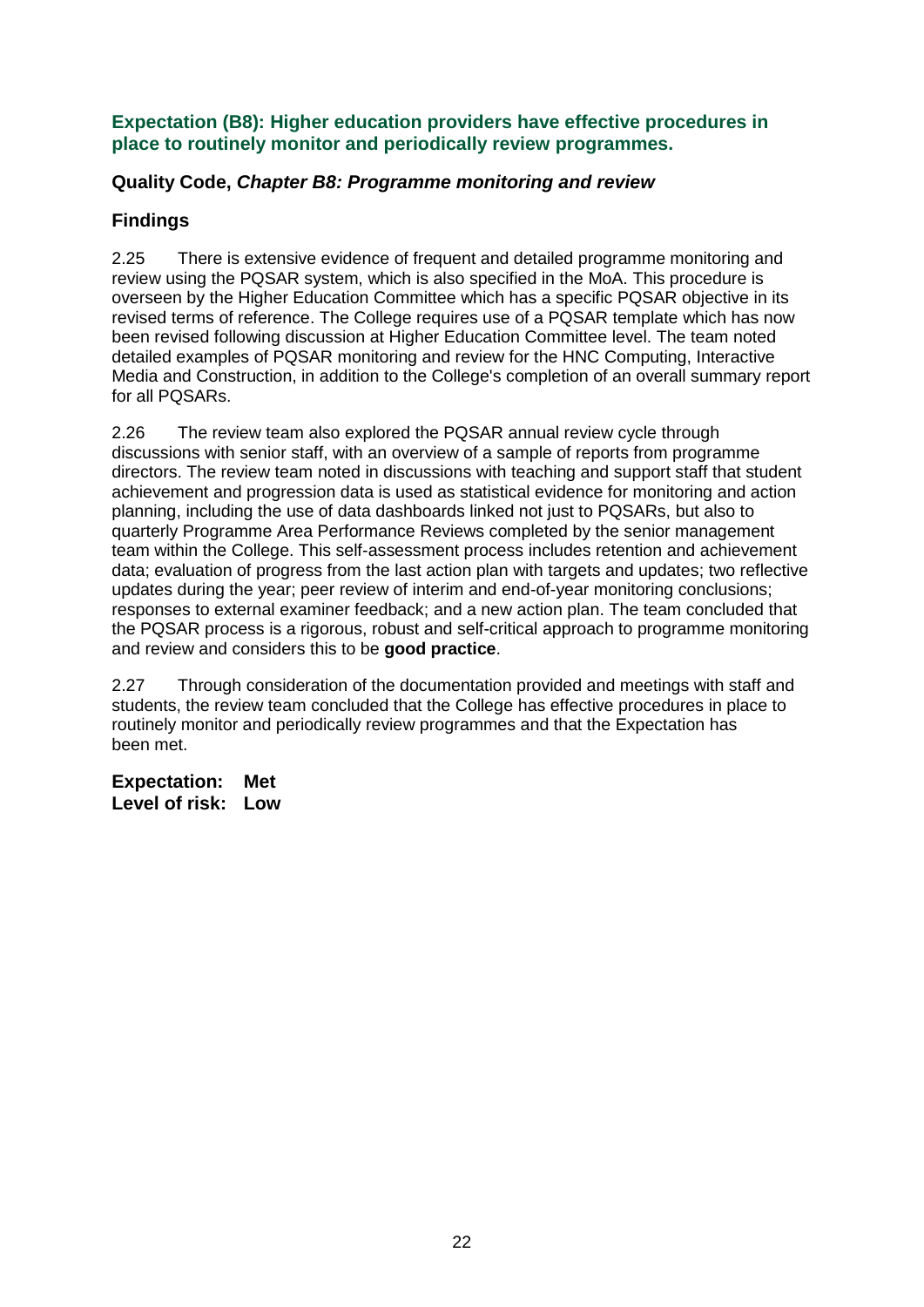### Expectation (B8): Higher education providers have effective procedures in place to routinely monitor and periodically review programmes.

#### Quality Code, *Chapter B8: Programme monitoring and review*

#### Findings

2.25 There is extensive evidence of frequent and detailed programme monitoring and review using the PQSAR system, which is also specified in the MoA. This procedure is overseen by the Higher Education Committee which has a specific PQSAR objective in its revised terms of reference. The College requires use of a PQSAR template which has now been revised following discussion at Higher Education Committee level. The team noted detailed examples of PQSAR monitoring and review for the HNC Computing, Interactive Media and Construction, in addition to the College's completion of an overall summary report for all PQSARs.

2.26 The review team also explored the PQSAR annual review cycle through discussions with senior staff, with an overview of a sample of reports from programme directors. The review team noted in discussions with teaching and support staff that student achievement and progression data is used as statistical evidence for monitoring and action planning, including the use of data dashboards linked not just to PQSARs, but also to quarterly Programme Area Performance Reviews completed by the senior management team within the College. This self-assessment process includes retention and achievement data; evaluation of progress from the last action plan with targets and updates; two reflective updates during the year; peer review of interim and end-of-year monitoring conclusions; responses to external examiner feedback; and a new action plan. The team concluded that the PQSAR process is a rigorous, robust and self-critical approach to programme monitoring and review and considers this to be **good practice**.

2.27 Through consideration of the documentation provided and meetings with staff and students, the review team concluded that the College has effective procedures in place to routinely monitor and periodically review programmes and that the Expectation has been met.

**Expectation: Met**
**Level of risk: Low**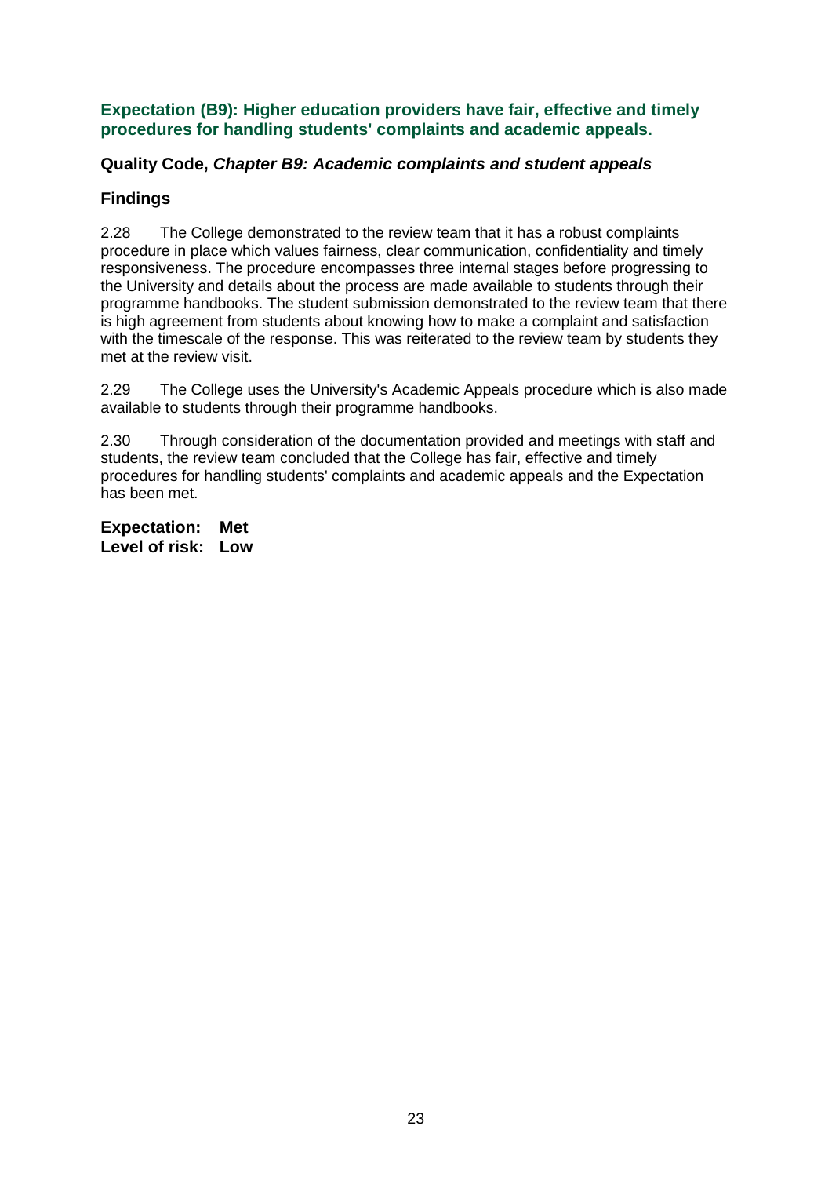### Expectation (B9): Higher education providers have fair, effective and timely procedures for handling students' complaints and academic appeals.

**Quality Code, *Chapter B9: Academic complaints and student appeals***

**Findings**

2.28 The College demonstrated to the review team that it has a robust complaints procedure in place which values fairness, clear communication, confidentiality and timely responsiveness. The procedure encompasses three internal stages before progressing to the University and details about the process are made available to students through their programme handbooks. The student submission demonstrated to the review team that there is high agreement from students about knowing how to make a complaint and satisfaction with the timescale of the response. This was reiterated to the review team by students they met at the review visit.

2.29 The College uses the University's Academic Appeals procedure which is also made available to students through their programme handbooks.

2.30 Through consideration of the documentation provided and meetings with staff and students, the review team concluded that the College has fair, effective and timely procedures for handling students' complaints and academic appeals and the Expectation has been met.

**Expectation: Met**
**Level of risk: Low**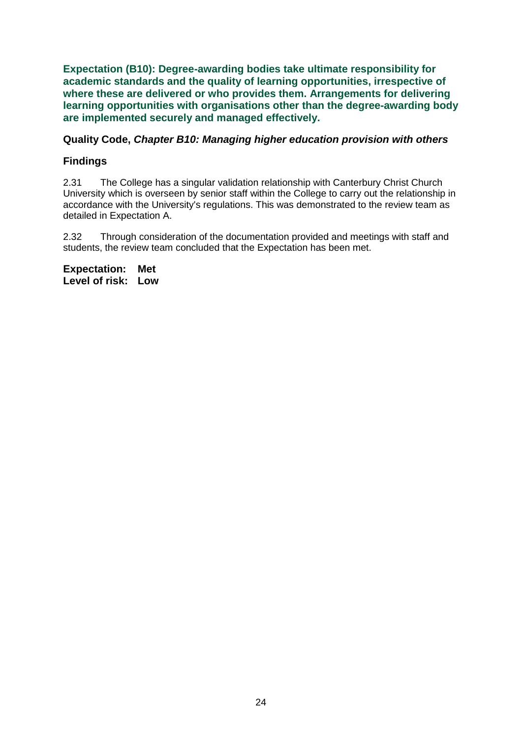**Expectation (B10): Degree-awarding bodies take ultimate responsibility for academic standards and the quality of learning opportunities, irrespective of where these are delivered or who provides them. Arrangements for delivering learning opportunities with organisations other than the degree-awarding body are implemented securely and managed effectively.**

**Quality Code, *Chapter B10: Managing higher education provision with others***

### Findings

2.31 The College has a singular validation relationship with Canterbury Christ Church University which is overseen by senior staff within the College to carry out the relationship in accordance with the University's regulations. This was demonstrated to the review team as detailed in Expectation A.

2.32 Through consideration of the documentation provided and meetings with staff and students, the review team concluded that the Expectation has been met.

**Expectation: Met**
**Level of risk: Low**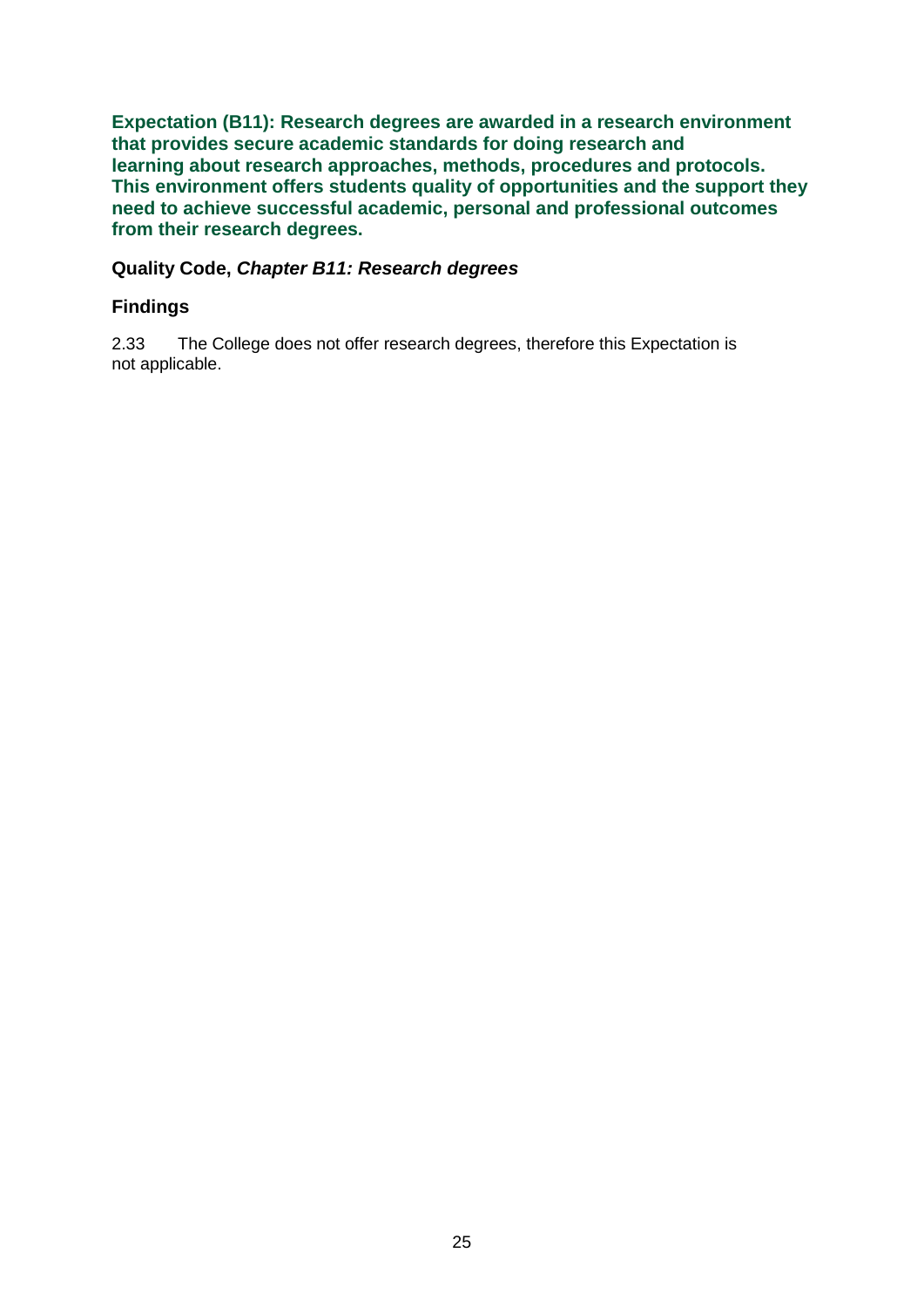**Expectation (B11): Research degrees are awarded in a research environment that provides secure academic standards for doing research and learning about research approaches, methods, procedures and protocols. This environment offers students quality of opportunities and the support they need to achieve successful academic, personal and professional outcomes from their research degrees.**

**Quality Code, *Chapter B11: Research degrees***

### Findings

2.33 The College does not offer research degrees, therefore this Expectation is not applicable.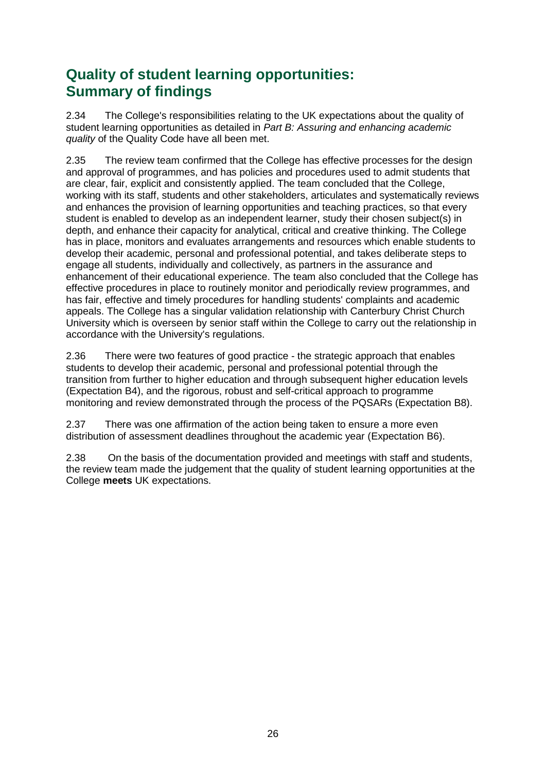## Quality of student learning opportunities: Summary of findings

2.34 The College's responsibilities relating to the UK expectations about the quality of student learning opportunities as detailed in *Part B: Assuring and enhancing academic quality* of the Quality Code have all been met.

2.35 The review team confirmed that the College has effective processes for the design and approval of programmes, and has policies and procedures used to admit students that are clear, fair, explicit and consistently applied. The team concluded that the College, working with its staff, students and other stakeholders, articulates and systematically reviews and enhances the provision of learning opportunities and teaching practices, so that every student is enabled to develop as an independent learner, study their chosen subject(s) in depth, and enhance their capacity for analytical, critical and creative thinking. The College has in place, monitors and evaluates arrangements and resources which enable students to develop their academic, personal and professional potential, and takes deliberate steps to engage all students, individually and collectively, as partners in the assurance and enhancement of their educational experience. The team also concluded that the College has effective procedures in place to routinely monitor and periodically review programmes, and has fair, effective and timely procedures for handling students' complaints and academic appeals. The College has a singular validation relationship with Canterbury Christ Church University which is overseen by senior staff within the College to carry out the relationship in accordance with the University's regulations.

2.36 There were two features of good practice - the strategic approach that enables students to develop their academic, personal and professional potential through the transition from further to higher education and through subsequent higher education levels (Expectation B4), and the rigorous, robust and self-critical approach to programme monitoring and review demonstrated through the process of the PQSARs (Expectation B8).

2.37 There was one affirmation of the action being taken to ensure a more even distribution of assessment deadlines throughout the academic year (Expectation B6).

2.38 On the basis of the documentation provided and meetings with staff and students, the review team made the judgement that the quality of student learning opportunities at the College **meets** UK expectations.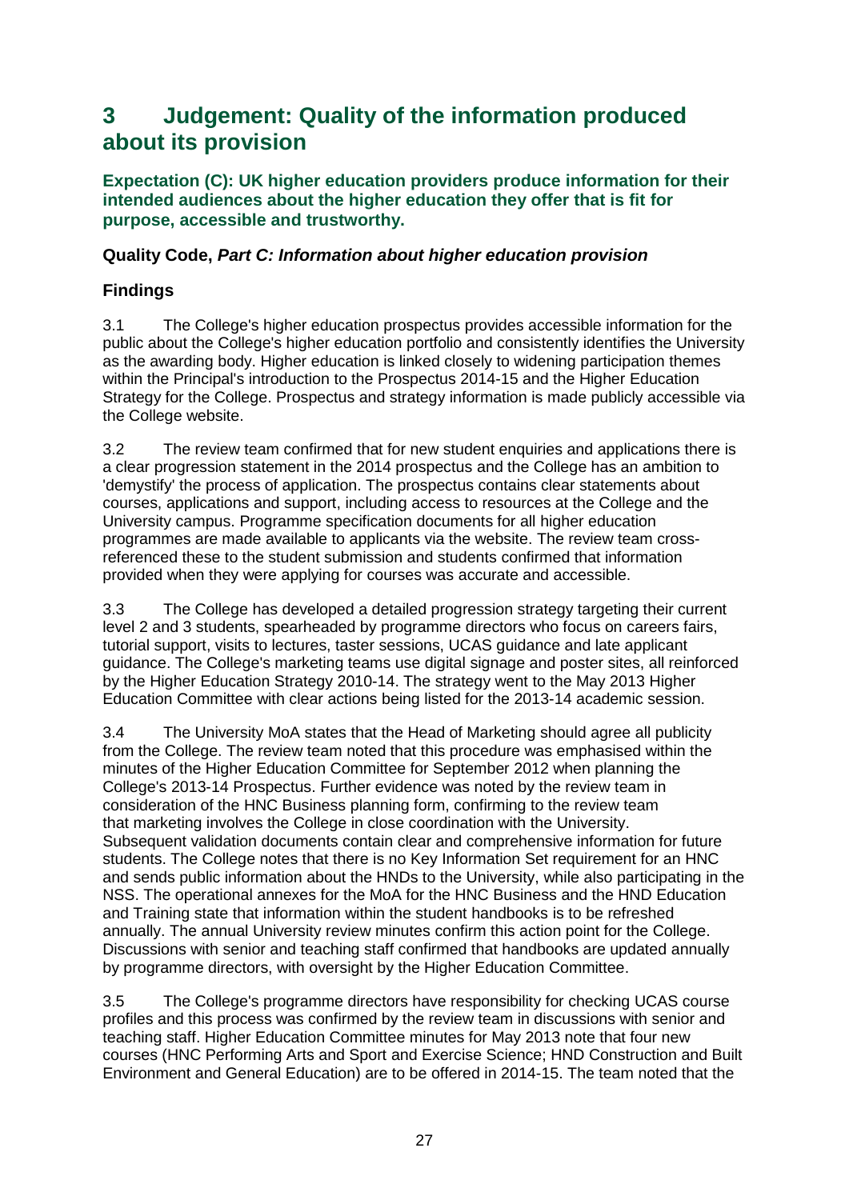# 3 Judgement: Quality of the information produced about its provision

**Expectation (C): UK higher education providers produce information for their intended audiences about the higher education they offer that is fit for purpose, accessible and trustworthy.**

### Quality Code, *Part C: Information about higher education provision*

### Findings

3.1 The College's higher education prospectus provides accessible information for the public about the College's higher education portfolio and consistently identifies the University as the awarding body. Higher education is linked closely to widening participation themes within the Principal's introduction to the Prospectus 2014-15 and the Higher Education Strategy for the College. Prospectus and strategy information is made publicly accessible via the College website.

3.2 The review team confirmed that for new student enquiries and applications there is a clear progression statement in the 2014 prospectus and the College has an ambition to 'demystify' the process of application. The prospectus contains clear statements about courses, applications and support, including access to resources at the College and the University campus. Programme specification documents for all higher education programmes are made available to applicants via the website. The review team cross-referenced these to the student submission and students confirmed that information provided when they were applying for courses was accurate and accessible.

3.3 The College has developed a detailed progression strategy targeting their current level 2 and 3 students, spearheaded by programme directors who focus on careers fairs, tutorial support, visits to lectures, taster sessions, UCAS guidance and late applicant guidance. The College's marketing teams use digital signage and poster sites, all reinforced by the Higher Education Strategy 2010-14. The strategy went to the May 2013 Higher Education Committee with clear actions being listed for the 2013-14 academic session.

3.4 The University MoA states that the Head of Marketing should agree all publicity from the College. The review team noted that this procedure was emphasised within the minutes of the Higher Education Committee for September 2012 when planning the College's 2013-14 Prospectus. Further evidence was noted by the review team in consideration of the HNC Business planning form, confirming to the review team that marketing involves the College in close coordination with the University. Subsequent validation documents contain clear and comprehensive information for future students. The College notes that there is no Key Information Set requirement for an HNC and sends public information about the HNDs to the University, while also participating in the NSS. The operational annexes for the MoA for the HNC Business and the HND Education and Training state that information within the student handbooks is to be refreshed annually. The annual University review minutes confirm this action point for the College. Discussions with senior and teaching staff confirmed that handbooks are updated annually by programme directors, with oversight by the Higher Education Committee.

3.5 The College's programme directors have responsibility for checking UCAS course profiles and this process was confirmed by the review team in discussions with senior and teaching staff. Higher Education Committee minutes for May 2013 note that four new courses (HNC Performing Arts and Sport and Exercise Science; HND Construction and Built Environment and General Education) are to be offered in 2014-15. The team noted that the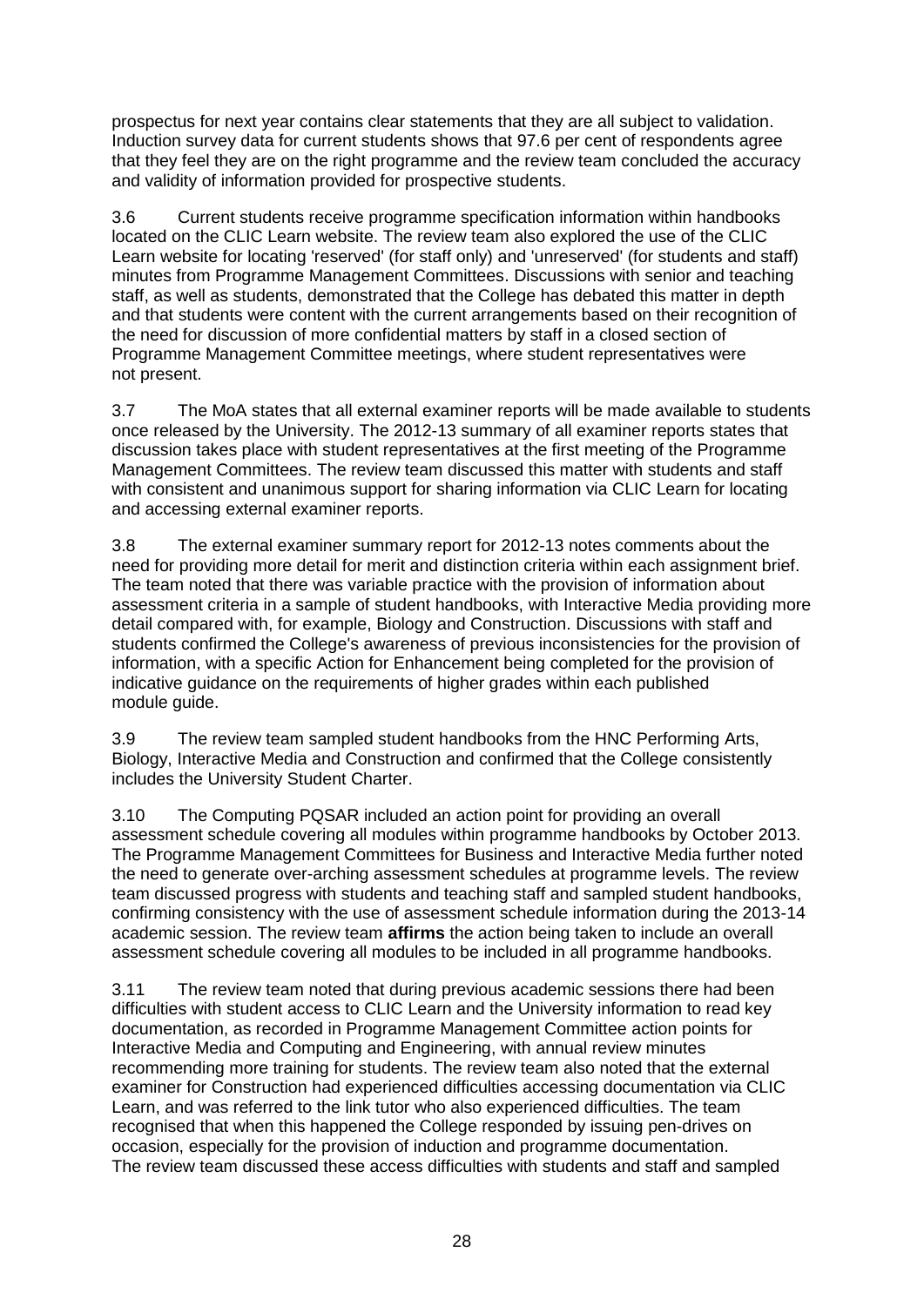prospectus for next year contains clear statements that they are all subject to validation. Induction survey data for current students shows that 97.6 per cent of respondents agree that they feel they are on the right programme and the review team concluded the accuracy and validity of information provided for prospective students.

3.6 Current students receive programme specification information within handbooks located on the CLIC Learn website. The review team also explored the use of the CLIC Learn website for locating 'reserved' (for staff only) and 'unreserved' (for students and staff) minutes from Programme Management Committees. Discussions with senior and teaching staff, as well as students, demonstrated that the College has debated this matter in depth and that students were content with the current arrangements based on their recognition of the need for discussion of more confidential matters by staff in a closed section of Programme Management Committee meetings, where student representatives were not present.

3.7 The MoA states that all external examiner reports will be made available to students once released by the University. The 2012-13 summary of all examiner reports states that discussion takes place with student representatives at the first meeting of the Programme Management Committees. The review team discussed this matter with students and staff with consistent and unanimous support for sharing information via CLIC Learn for locating and accessing external examiner reports.

3.8 The external examiner summary report for 2012-13 notes comments about the need for providing more detail for merit and distinction criteria within each assignment brief. The team noted that there was variable practice with the provision of information about assessment criteria in a sample of student handbooks, with Interactive Media providing more detail compared with, for example, Biology and Construction. Discussions with staff and students confirmed the College's awareness of previous inconsistencies for the provision of information, with a specific Action for Enhancement being completed for the provision of indicative guidance on the requirements of higher grades within each published module guide.

3.9 The review team sampled student handbooks from the HNC Performing Arts, Biology, Interactive Media and Construction and confirmed that the College consistently includes the University Student Charter.

3.10 The Computing PQSAR included an action point for providing an overall assessment schedule covering all modules within programme handbooks by October 2013. The Programme Management Committees for Business and Interactive Media further noted the need to generate over-arching assessment schedules at programme levels. The review team discussed progress with students and teaching staff and sampled student handbooks, confirming consistency with the use of assessment schedule information during the 2013-14 academic session. The review team **affirms** the action being taken to include an overall assessment schedule covering all modules to be included in all programme handbooks.

3.11 The review team noted that during previous academic sessions there had been difficulties with student access to CLIC Learn and the University information to read key documentation, as recorded in Programme Management Committee action points for Interactive Media and Computing and Engineering, with annual review minutes recommending more training for students. The review team also noted that the external examiner for Construction had experienced difficulties accessing documentation via CLIC Learn, and was referred to the link tutor who also experienced difficulties. The team recognised that when this happened the College responded by issuing pen-drives on occasion, especially for the provision of induction and programme documentation. The review team discussed these access difficulties with students and staff and sampled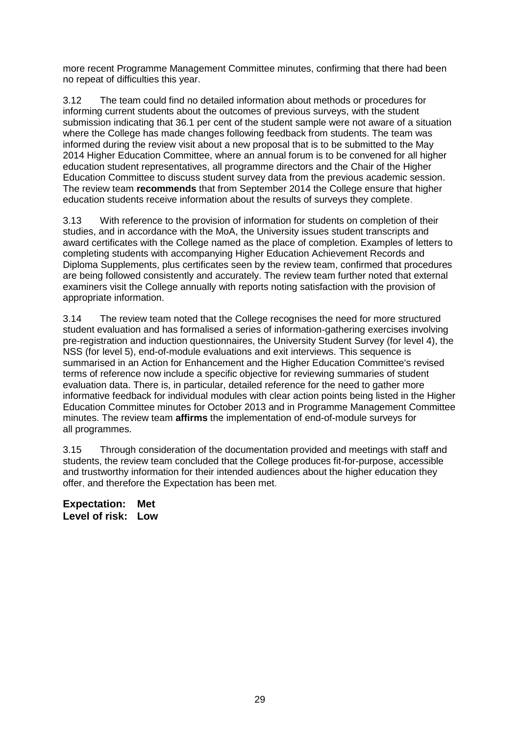more recent Programme Management Committee minutes, confirming that there had been no repeat of difficulties this year.

3.12 The team could find no detailed information about methods or procedures for informing current students about the outcomes of previous surveys, with the student submission indicating that 36.1 per cent of the student sample were not aware of a situation where the College has made changes following feedback from students. The team was informed during the review visit about a new proposal that is to be submitted to the May 2014 Higher Education Committee, where an annual forum is to be convened for all higher education student representatives, all programme directors and the Chair of the Higher Education Committee to discuss student survey data from the previous academic session. The review team **recommends** that from September 2014 the College ensure that higher education students receive information about the results of surveys they complete.

3.13 With reference to the provision of information for students on completion of their studies, and in accordance with the MoA, the University issues student transcripts and award certificates with the College named as the place of completion. Examples of letters to completing students with accompanying Higher Education Achievement Records and Diploma Supplements, plus certificates seen by the review team, confirmed that procedures are being followed consistently and accurately. The review team further noted that external examiners visit the College annually with reports noting satisfaction with the provision of appropriate information.

3.14 The review team noted that the College recognises the need for more structured student evaluation and has formalised a series of information-gathering exercises involving pre-registration and induction questionnaires, the University Student Survey (for level 4), the NSS (for level 5), end-of-module evaluations and exit interviews. This sequence is summarised in an Action for Enhancement and the Higher Education Committee's revised terms of reference now include a specific objective for reviewing summaries of student evaluation data. There is, in particular, detailed reference for the need to gather more informative feedback for individual modules with clear action points being listed in the Higher Education Committee minutes for October 2013 and in Programme Management Committee minutes. The review team **affirms** the implementation of end-of-module surveys for all programmes.

3.15 Through consideration of the documentation provided and meetings with staff and students, the review team concluded that the College produces fit-for-purpose, accessible and trustworthy information for their intended audiences about the higher education they offer, and therefore the Expectation has been met.

**Expectation: Met**
**Level of risk: Low**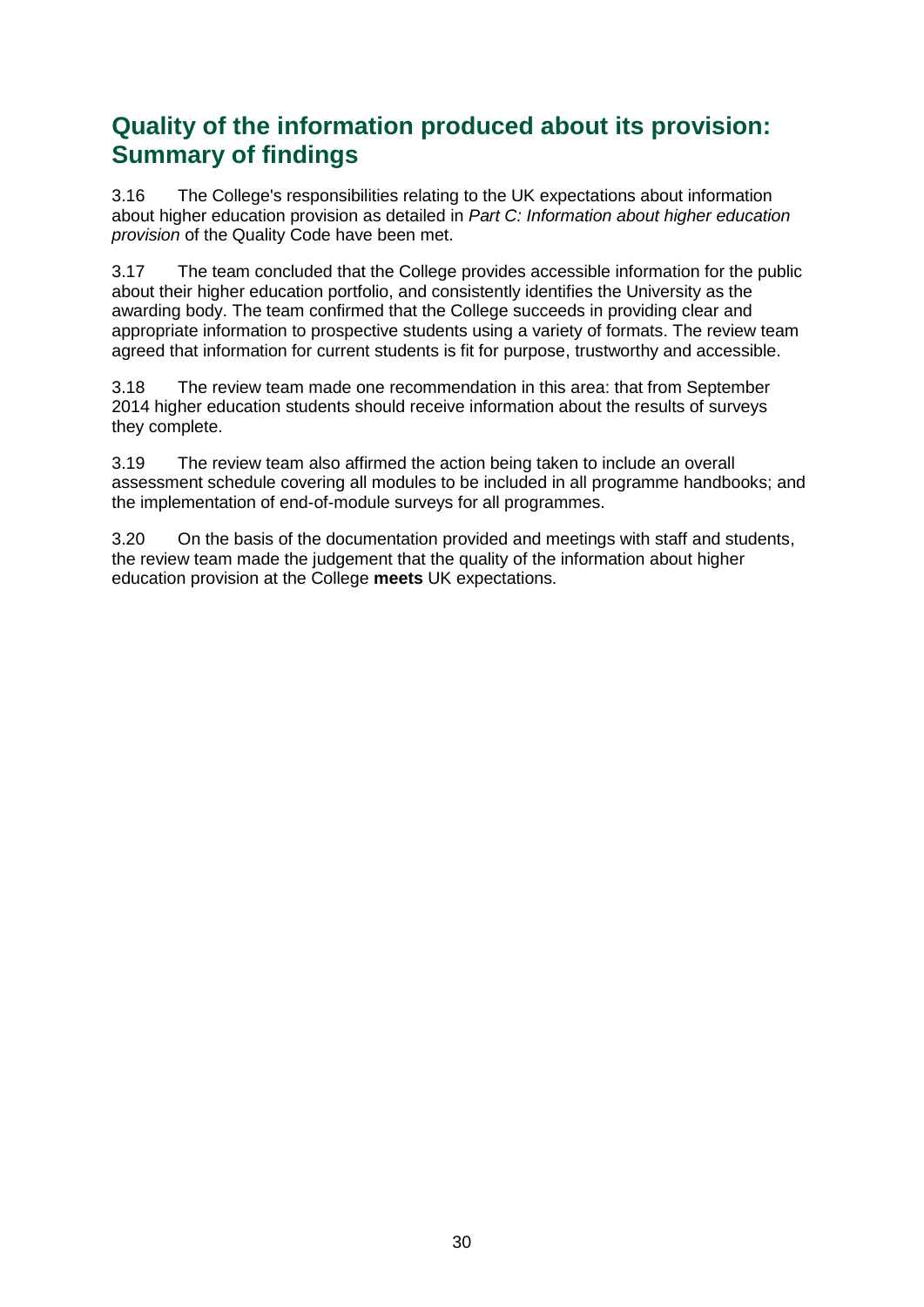## Quality of the information produced about its provision: Summary of findings

3.16 The College's responsibilities relating to the UK expectations about information about higher education provision as detailed in *Part C: Information about higher education provision* of the Quality Code have been met.

3.17 The team concluded that the College provides accessible information for the public about their higher education portfolio, and consistently identifies the University as the awarding body. The team confirmed that the College succeeds in providing clear and appropriate information to prospective students using a variety of formats. The review team agreed that information for current students is fit for purpose, trustworthy and accessible.

3.18 The review team made one recommendation in this area: that from September 2014 higher education students should receive information about the results of surveys they complete.

3.19 The review team also affirmed the action being taken to include an overall assessment schedule covering all modules to be included in all programme handbooks; and the implementation of end-of-module surveys for all programmes.

3.20 On the basis of the documentation provided and meetings with staff and students, the review team made the judgement that the quality of the information about higher education provision at the College **meets** UK expectations.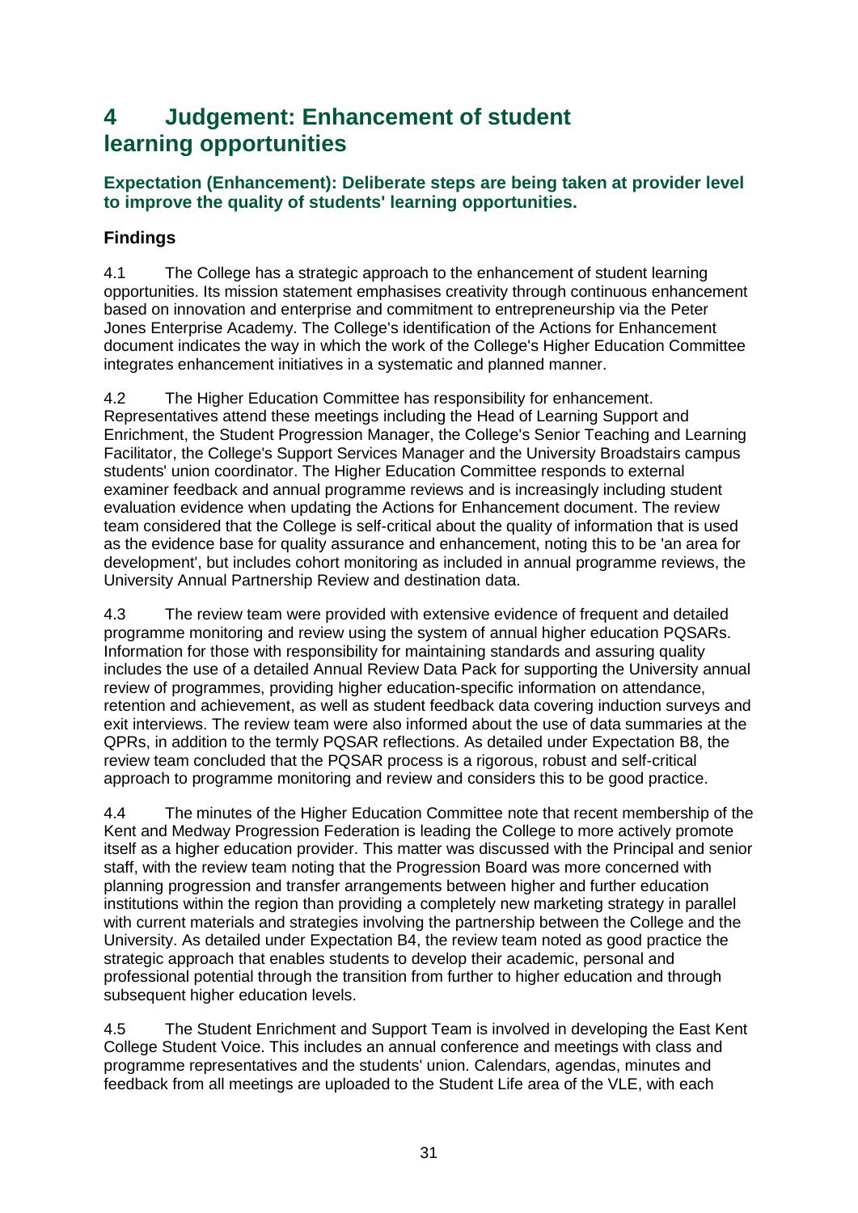# 4 Judgement: Enhancement of student learning opportunities

### Expectation (Enhancement): Deliberate steps are being taken at provider level to improve the quality of students' learning opportunities.

## Findings

4.1 The College has a strategic approach to the enhancement of student learning opportunities. Its mission statement emphasises creativity through continuous enhancement based on innovation and enterprise and commitment to entrepreneurship via the Peter Jones Enterprise Academy. The College's identification of the Actions for Enhancement document indicates the way in which the work of the College's Higher Education Committee integrates enhancement initiatives in a systematic and planned manner.

4.2 The Higher Education Committee has responsibility for enhancement. Representatives attend these meetings including the Head of Learning Support and Enrichment, the Student Progression Manager, the College's Senior Teaching and Learning Facilitator, the College's Support Services Manager and the University Broadstairs campus students' union coordinator. The Higher Education Committee responds to external examiner feedback and annual programme reviews and is increasingly including student evaluation evidence when updating the Actions for Enhancement document. The review team considered that the College is self-critical about the quality of information that is used as the evidence base for quality assurance and enhancement, noting this to be 'an area for development', but includes cohort monitoring as included in annual programme reviews, the University Annual Partnership Review and destination data.

4.3 The review team were provided with extensive evidence of frequent and detailed programme monitoring and review using the system of annual higher education PQSARs. Information for those with responsibility for maintaining standards and assuring quality includes the use of a detailed Annual Review Data Pack for supporting the University annual review of programmes, providing higher education-specific information on attendance, retention and achievement, as well as student feedback data covering induction surveys and exit interviews. The review team were also informed about the use of data summaries at the QPRs, in addition to the termly PQSAR reflections. As detailed under Expectation B8, the review team concluded that the PQSAR process is a rigorous, robust and self-critical approach to programme monitoring and review and considers this to be good practice.

4.4 The minutes of the Higher Education Committee note that recent membership of the Kent and Medway Progression Federation is leading the College to more actively promote itself as a higher education provider. This matter was discussed with the Principal and senior staff, with the review team noting that the Progression Board was more concerned with planning progression and transfer arrangements between higher and further education institutions within the region than providing a completely new marketing strategy in parallel with current materials and strategies involving the partnership between the College and the University. As detailed under Expectation B4, the review team noted as good practice the strategic approach that enables students to develop their academic, personal and professional potential through the transition from further to higher education and through subsequent higher education levels.

4.5 The Student Enrichment and Support Team is involved in developing the East Kent College Student Voice. This includes an annual conference and meetings with class and programme representatives and the students' union. Calendars, agendas, minutes and feedback from all meetings are uploaded to the Student Life area of the VLE, with each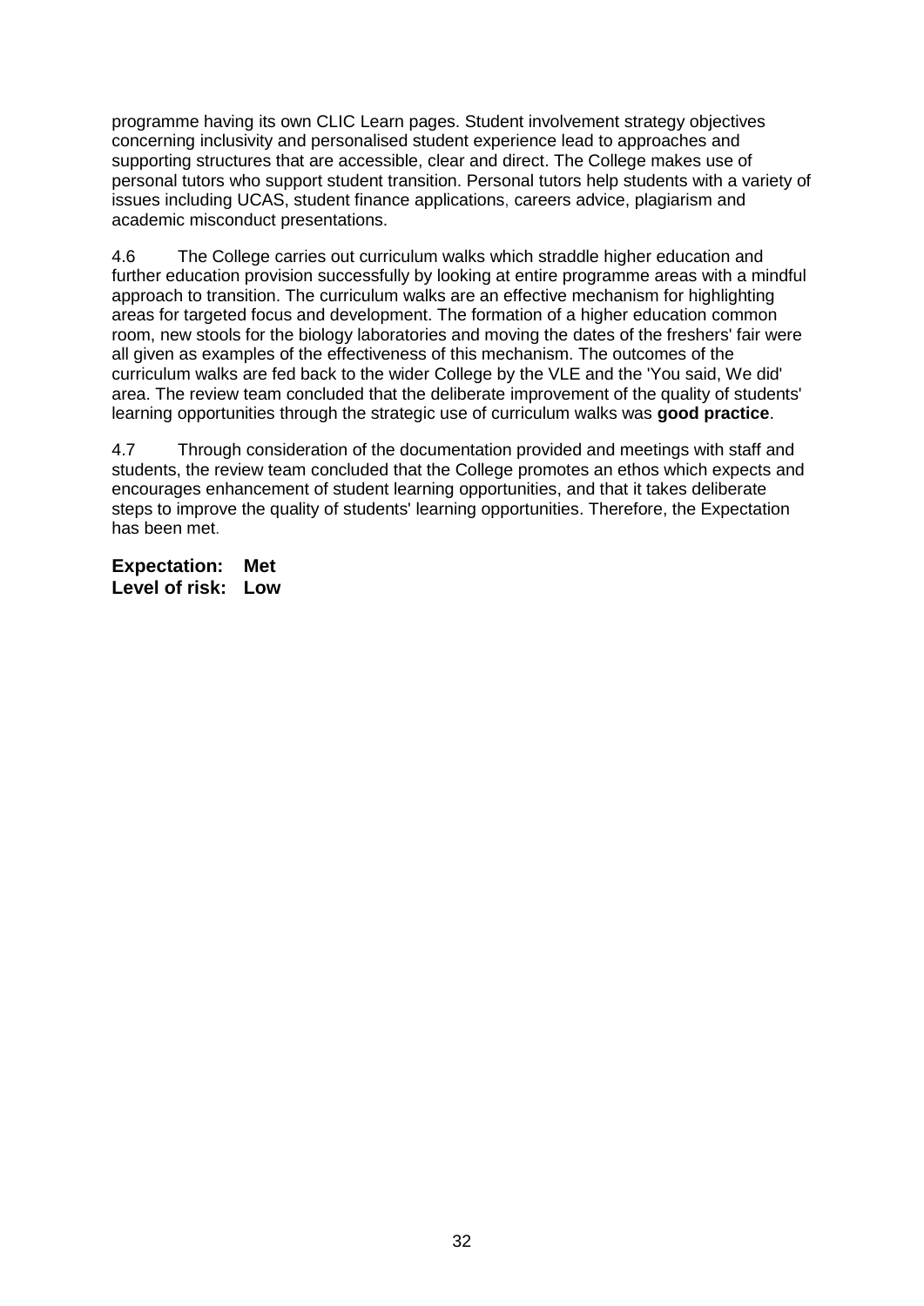programme having its own CLIC Learn pages. Student involvement strategy objectives concerning inclusivity and personalised student experience lead to approaches and supporting structures that are accessible, clear and direct. The College makes use of personal tutors who support student transition. Personal tutors help students with a variety of issues including UCAS, student finance applications, careers advice, plagiarism and academic misconduct presentations.

4.6 The College carries out curriculum walks which straddle higher education and further education provision successfully by looking at entire programme areas with a mindful approach to transition. The curriculum walks are an effective mechanism for highlighting areas for targeted focus and development. The formation of a higher education common room, new stools for the biology laboratories and moving the dates of the freshers' fair were all given as examples of the effectiveness of this mechanism. The outcomes of the curriculum walks are fed back to the wider College by the VLE and the 'You said, We did' area. The review team concluded that the deliberate improvement of the quality of students' learning opportunities through the strategic use of curriculum walks was **good practice**.

4.7 Through consideration of the documentation provided and meetings with staff and students, the review team concluded that the College promotes an ethos which expects and encourages enhancement of student learning opportunities, and that it takes deliberate steps to improve the quality of students' learning opportunities. Therefore, the Expectation has been met.

**Expectation: Met**
**Level of risk: Low**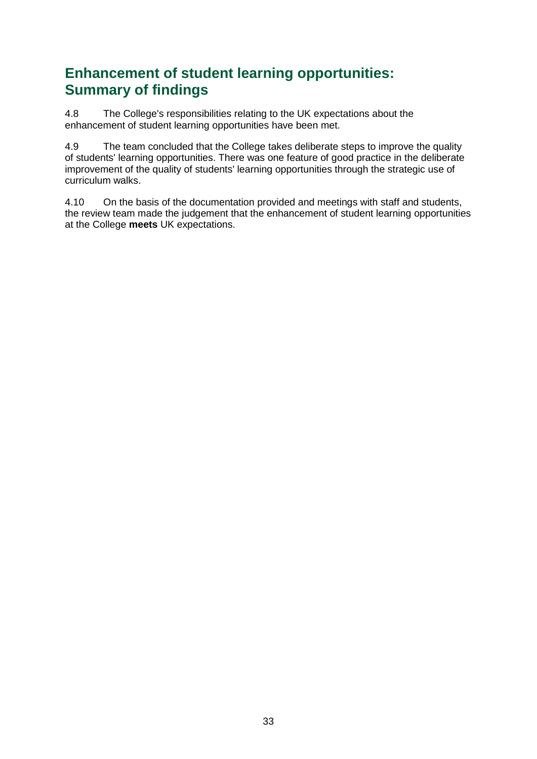## Enhancement of student learning opportunities: Summary of findings

4.8 The College's responsibilities relating to the UK expectations about the enhancement of student learning opportunities have been met.

4.9 The team concluded that the College takes deliberate steps to improve the quality of students' learning opportunities. There was one feature of good practice in the deliberate improvement of the quality of students' learning opportunities through the strategic use of curriculum walks.

4.10 On the basis of the documentation provided and meetings with staff and students, the review team made the judgement that the enhancement of student learning opportunities at the College **meets** UK expectations.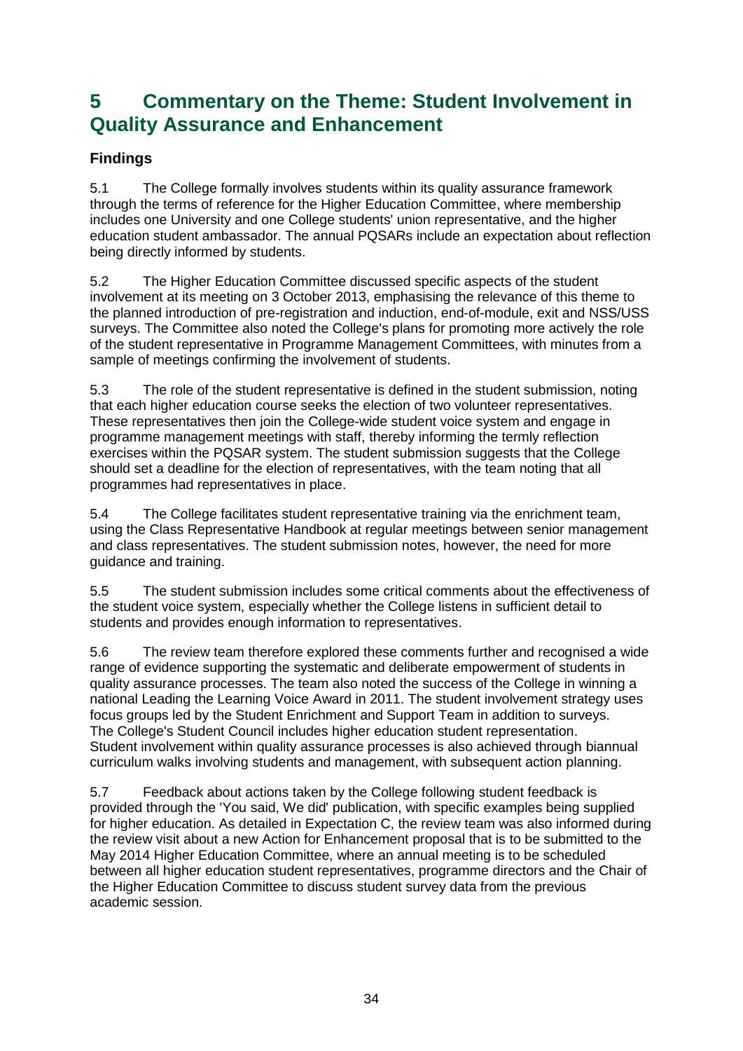# 5 Commentary on the Theme: Student Involvement in Quality Assurance and Enhancement

## Findings

5.1 The College formally involves students within its quality assurance framework through the terms of reference for the Higher Education Committee, where membership includes one University and one College students' union representative, and the higher education student ambassador. The annual PQSARs include an expectation about reflection being directly informed by students.

5.2 The Higher Education Committee discussed specific aspects of the student involvement at its meeting on 3 October 2013, emphasising the relevance of this theme to the planned introduction of pre-registration and induction, end-of-module, exit and NSS/USS surveys. The Committee also noted the College's plans for promoting more actively the role of the student representative in Programme Management Committees, with minutes from a sample of meetings confirming the involvement of students.

5.3 The role of the student representative is defined in the student submission, noting that each higher education course seeks the election of two volunteer representatives. These representatives then join the College-wide student voice system and engage in programme management meetings with staff, thereby informing the termly reflection exercises within the PQSAR system. The student submission suggests that the College should set a deadline for the election of representatives, with the team noting that all programmes had representatives in place.

5.4 The College facilitates student representative training via the enrichment team, using the Class Representative Handbook at regular meetings between senior management and class representatives. The student submission notes, however, the need for more guidance and training.

5.5 The student submission includes some critical comments about the effectiveness of the student voice system, especially whether the College listens in sufficient detail to students and provides enough information to representatives.

5.6 The review team therefore explored these comments further and recognised a wide range of evidence supporting the systematic and deliberate empowerment of students in quality assurance processes. The team also noted the success of the College in winning a national Leading the Learning Voice Award in 2011. The student involvement strategy uses focus groups led by the Student Enrichment and Support Team in addition to surveys. The College's Student Council includes higher education student representation. Student involvement within quality assurance processes is also achieved through biannual curriculum walks involving students and management, with subsequent action planning.

5.7 Feedback about actions taken by the College following student feedback is provided through the 'You said, We did' publication, with specific examples being supplied for higher education. As detailed in Expectation C, the review team was also informed during the review visit about a new Action for Enhancement proposal that is to be submitted to the May 2014 Higher Education Committee, where an annual meeting is to be scheduled between all higher education student representatives, programme directors and the Chair of the Higher Education Committee to discuss student survey data from the previous academic session.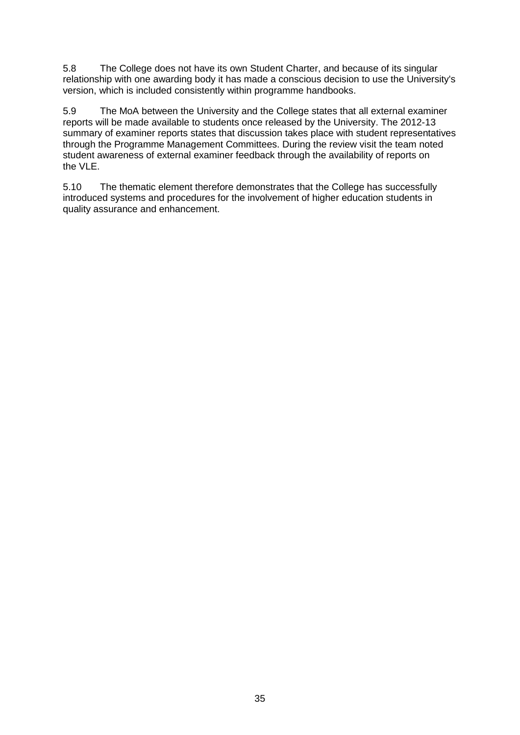5.8 The College does not have its own Student Charter, and because of its singular relationship with one awarding body it has made a conscious decision to use the University's version, which is included consistently within programme handbooks.

5.9 The MoA between the University and the College states that all external examiner reports will be made available to students once released by the University. The 2012-13 summary of examiner reports states that discussion takes place with student representatives through the Programme Management Committees. During the review visit the team noted student awareness of external examiner feedback through the availability of reports on the VLE.

5.10 The thematic element therefore demonstrates that the College has successfully introduced systems and procedures for the involvement of higher education students in quality assurance and enhancement.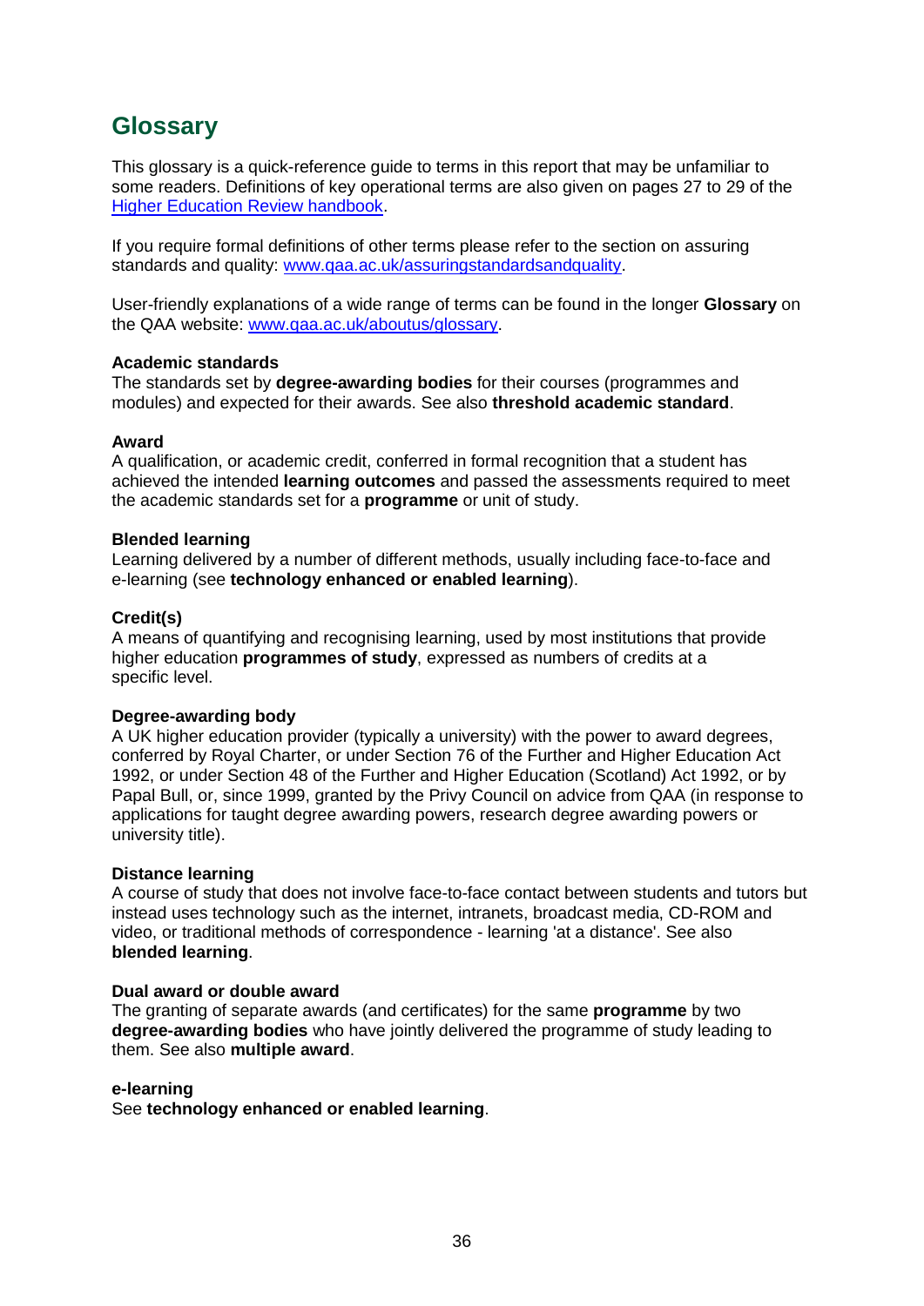## Glossary

This glossary is a quick-reference guide to terms in this report that may be unfamiliar to some readers. Definitions of key operational terms are also given on pages 27 to 29 of the [Higher Education Review handbook](Higher Education Review handbook).

If you require formal definitions of other terms please refer to the section on assuring standards and quality: [www.qaa.ac.uk/assuringstandardsandquality](www.qaa.ac.uk/assuringstandardsandquality).

User-friendly explanations of a wide range of terms can be found in the longer **Glossary** on the QAA website: [www.qaa.ac.uk/aboutus/glossary](www.qaa.ac.uk/aboutus/glossary).

**Academic standards**
The standards set by **degree-awarding bodies** for their courses (programmes and modules) and expected for their awards. See also **threshold academic standard**.

**Award**
A qualification, or academic credit, conferred in formal recognition that a student has achieved the intended **learning outcomes** and passed the assessments required to meet the academic standards set for a **programme** or unit of study.

**Blended learning**
Learning delivered by a number of different methods, usually including face-to-face and e-learning (see **technology enhanced or enabled learning**).

**Credit(s)**
A means of quantifying and recognising learning, used by most institutions that provide higher education **programmes of study**, expressed as numbers of credits at a specific level.

**Degree-awarding body**
A UK higher education provider (typically a university) with the power to award degrees, conferred by Royal Charter, or under Section 76 of the Further and Higher Education Act 1992, or under Section 48 of the Further and Higher Education (Scotland) Act 1992, or by Papal Bull, or, since 1999, granted by the Privy Council on advice from QAA (in response to applications for taught degree awarding powers, research degree awarding powers or university title).

**Distance learning**
A course of study that does not involve face-to-face contact between students and tutors but instead uses technology such as the internet, intranets, broadcast media, CD-ROM and video, or traditional methods of correspondence - learning 'at a distance'. See also **blended learning**.

**Dual award or double award**
The granting of separate awards (and certificates) for the same **programme** by two **degree-awarding bodies** who have jointly delivered the programme of study leading to them. See also **multiple award**.

**e-learning**
See **technology enhanced or enabled learning**.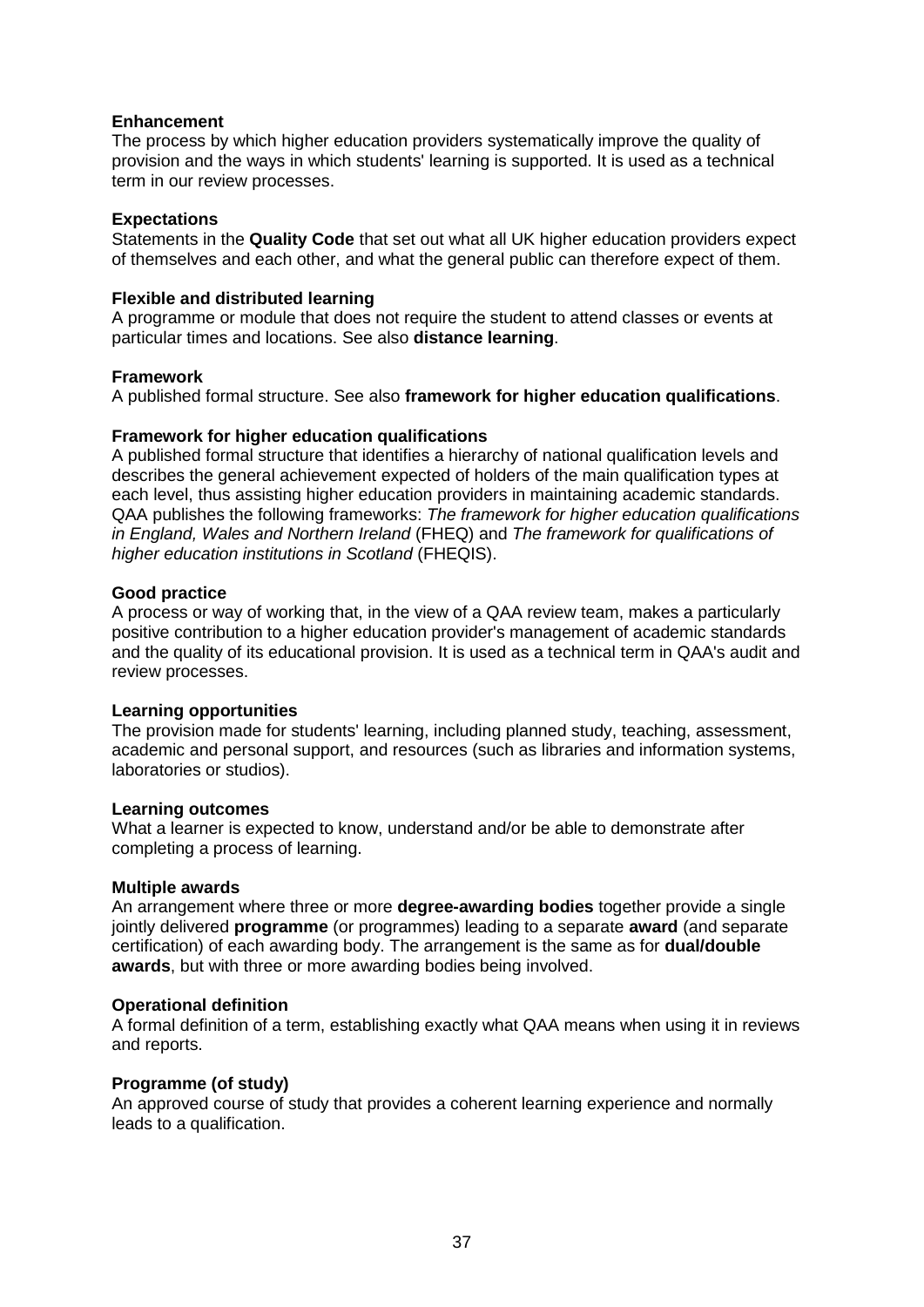**Enhancement**
The process by which higher education providers systematically improve the quality of provision and the ways in which students' learning is supported. It is used as a technical term in our review processes.

**Expectations**
Statements in the **Quality Code** that set out what all UK higher education providers expect of themselves and each other, and what the general public can therefore expect of them.

**Flexible and distributed learning**
A programme or module that does not require the student to attend classes or events at particular times and locations. See also **distance learning**.

**Framework**
A published formal structure. See also **framework for higher education qualifications**.

**Framework for higher education qualifications**
A published formal structure that identifies a hierarchy of national qualification levels and describes the general achievement expected of holders of the main qualification types at each level, thus assisting higher education providers in maintaining academic standards. QAA publishes the following frameworks: *The framework for higher education qualifications in England, Wales and Northern Ireland* (FHEQ) and *The framework for qualifications of higher education institutions in Scotland* (FHEQIS).

**Good practice**
A process or way of working that, in the view of a QAA review team, makes a particularly positive contribution to a higher education provider's management of academic standards and the quality of its educational provision. It is used as a technical term in QAA's audit and review processes.

**Learning opportunities**
The provision made for students' learning, including planned study, teaching, assessment, academic and personal support, and resources (such as libraries and information systems, laboratories or studios).

**Learning outcomes**
What a learner is expected to know, understand and/or be able to demonstrate after completing a process of learning.

**Multiple awards**
An arrangement where three or more **degree-awarding bodies** together provide a single jointly delivered **programme** (or programmes) leading to a separate **award** (and separate certification) of each awarding body. The arrangement is the same as for **dual/double awards**, but with three or more awarding bodies being involved.

**Operational definition**
A formal definition of a term, establishing exactly what QAA means when using it in reviews and reports.

**Programme (of study)**
An approved course of study that provides a coherent learning experience and normally leads to a qualification.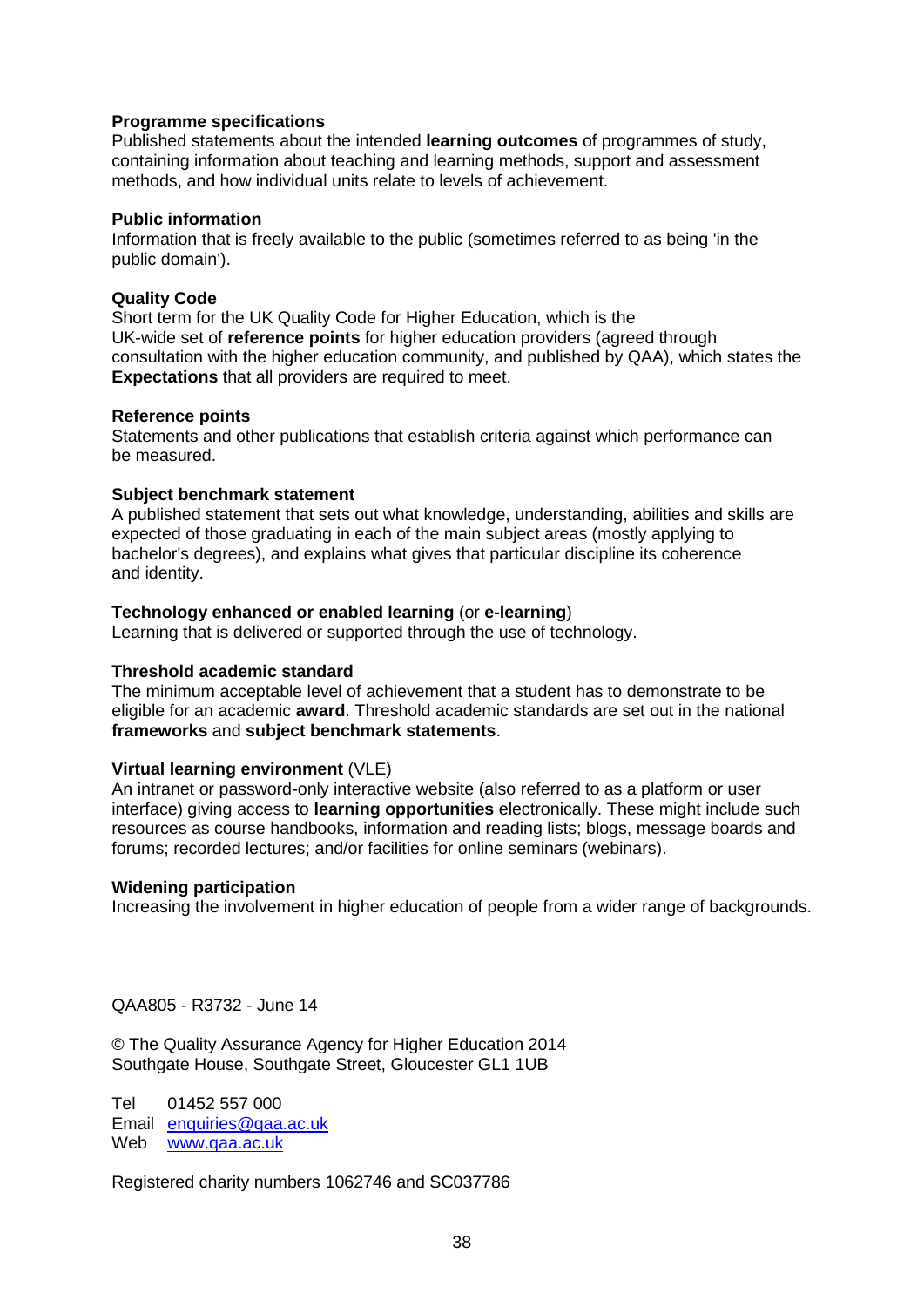**Programme specifications**
Published statements about the intended **learning outcomes** of programmes of study, containing information about teaching and learning methods, support and assessment methods, and how individual units relate to levels of achievement.

**Public information**
Information that is freely available to the public (sometimes referred to as being 'in the public domain').

**Quality Code**
Short term for the UK Quality Code for Higher Education, which is the UK-wide set of **reference points** for higher education providers (agreed through consultation with the higher education community, and published by QAA), which states the **Expectations** that all providers are required to meet.

**Reference points**
Statements and other publications that establish criteria against which performance can be measured.

**Subject benchmark statement**
A published statement that sets out what knowledge, understanding, abilities and skills are expected of those graduating in each of the main subject areas (mostly applying to bachelor's degrees), and explains what gives that particular discipline its coherence and identity.

**Technology enhanced or enabled learning** (or **e-learning**)
Learning that is delivered or supported through the use of technology.

**Threshold academic standard**
The minimum acceptable level of achievement that a student has to demonstrate to be eligible for an academic **award**. Threshold academic standards are set out in the national **frameworks** and **subject benchmark statements**.

**Virtual learning environment** (VLE)
An intranet or password-only interactive website (also referred to as a platform or user interface) giving access to **learning opportunities** electronically. These might include such resources as course handbooks, information and reading lists; blogs, message boards and forums; recorded lectures; and/or facilities for online seminars (webinars).

**Widening participation**
Increasing the involvement in higher education of people from a wider range of backgrounds.

QAA805 - R3732 - June 14

© The Quality Assurance Agency for Higher Education 2014
Southgate House, Southgate Street, Gloucester GL1 1UB

Tel 01452 557 000
Email enquiries@qaa.ac.uk
Web www.qaa.ac.uk

Registered charity numbers 1062746 and SC037786